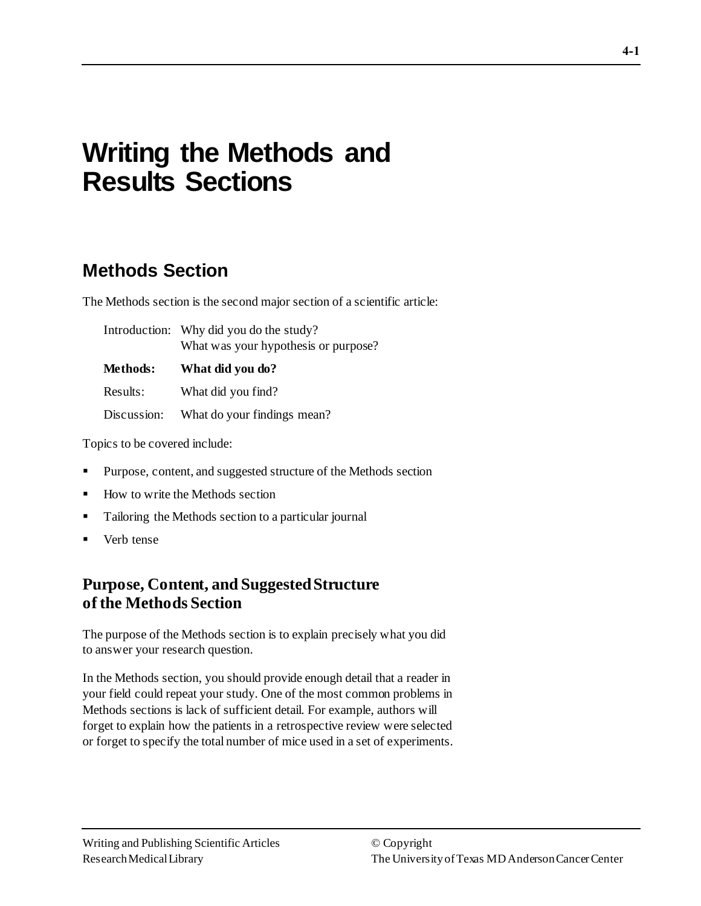# Writing the Methods and Results Sections

## Methods Section

The Methods section is the second major section of a scientific article:

| | |
|---|---|
| Introduction: | Why did you do the study?<br>What was your hypothesis or purpose? |
| **Methods:** | **What did you do?** |
| Results: | What did you find? |
| Discussion: | What do your findings mean? |

Topics to be covered include:

- Purpose, content, and suggested structure of the Methods section
- How to write the Methods section
- Tailoring the Methods section to a particular journal
- Verb tense

### Purpose, Content, and Suggested Structure of the Methods Section

The purpose of the Methods section is to explain precisely what you did to answer your research question.

In the Methods section, you should provide enough detail that a reader in your field could repeat your study. One of the most common problems in Methods sections is lack of sufficient detail. For example, authors will forget to explain how the patients in a retrospective review were selected or forget to specify the total number of mice used in a set of experiments.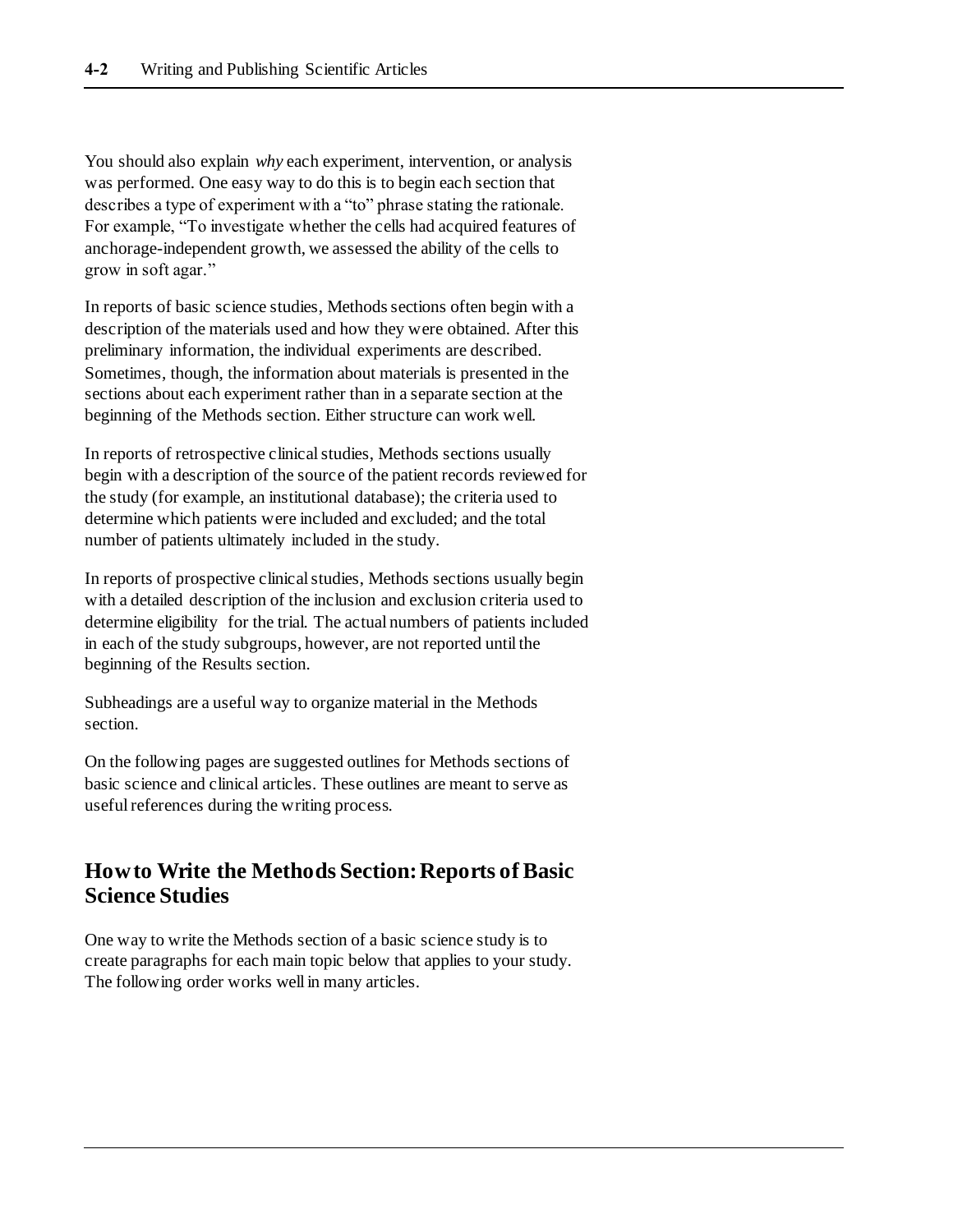You should also explain *why* each experiment, intervention, or analysis was performed. One easy way to do this is to begin each section that describes a type of experiment with a "to" phrase stating the rationale. For example, "To investigate whether the cells had acquired features of anchorage-independent growth, we assessed the ability of the cells to grow in soft agar."

In reports of basic science studies, Methods sections often begin with a description of the materials used and how they were obtained. After this preliminary information, the individual experiments are described. Sometimes, though, the information about materials is presented in the sections about each experiment rather than in a separate section at the beginning of the Methods section. Either structure can work well.

In reports of retrospective clinical studies, Methods sections usually begin with a description of the source of the patient records reviewed for the study (for example, an institutional database); the criteria used to determine which patients were included and excluded; and the total number of patients ultimately included in the study.

In reports of prospective clinical studies, Methods sections usually begin with a detailed description of the inclusion and exclusion criteria used to determine eligibility for the trial. The actual numbers of patients included in each of the study subgroups, however, are not reported until the beginning of the Results section.

Subheadings are a useful way to organize material in the Methods section.

On the following pages are suggested outlines for Methods sections of basic science and clinical articles. These outlines are meant to serve as useful references during the writing process.

## How to Write the Methods Section: Reports of Basic Science Studies

One way to write the Methods section of a basic science study is to create paragraphs for each main topic below that applies to your study. The following order works well in many articles.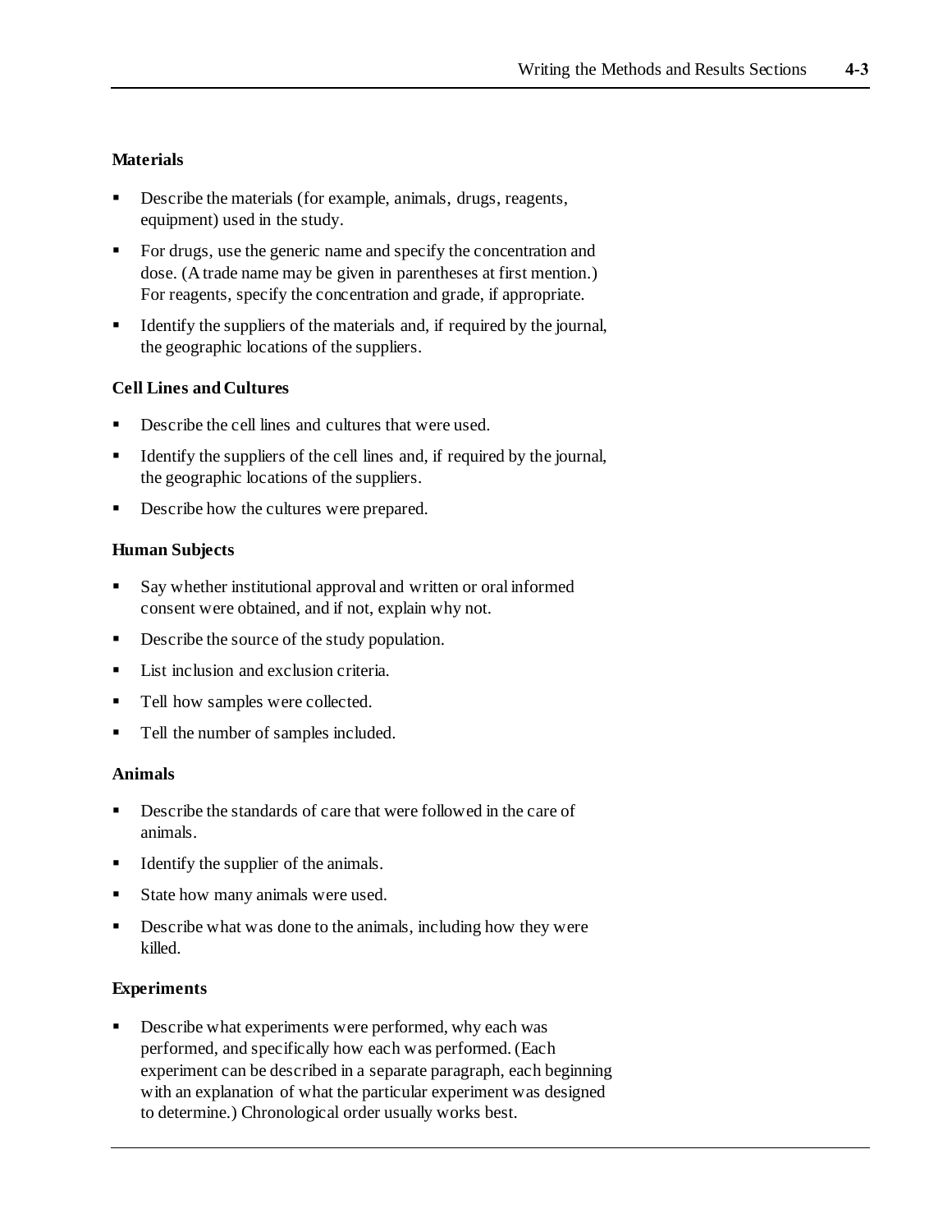### Materials

- Describe the materials (for example, animals, drugs, reagents, equipment) used in the study.
- For drugs, use the generic name and specify the concentration and dose. (A trade name may be given in parentheses at first mention.) For reagents, specify the concentration and grade, if appropriate.
- Identify the suppliers of the materials and, if required by the journal, the geographic locations of the suppliers.

### Cell Lines and Cultures

- Describe the cell lines and cultures that were used.
- Identify the suppliers of the cell lines and, if required by the journal, the geographic locations of the suppliers.
- Describe how the cultures were prepared.

### Human Subjects

- Say whether institutional approval and written or oral informed consent were obtained, and if not, explain why not.
- Describe the source of the study population.
- List inclusion and exclusion criteria.
- Tell how samples were collected.
- Tell the number of samples included.

### Animals

- Describe the standards of care that were followed in the care of animals.
- Identify the supplier of the animals.
- State how many animals were used.
- Describe what was done to the animals, including how they were killed.

### Experiments

- Describe what experiments were performed, why each was performed, and specifically how each was performed. (Each experiment can be described in a separate paragraph, each beginning with an explanation of what the particular experiment was designed to determine.) Chronological order usually works best.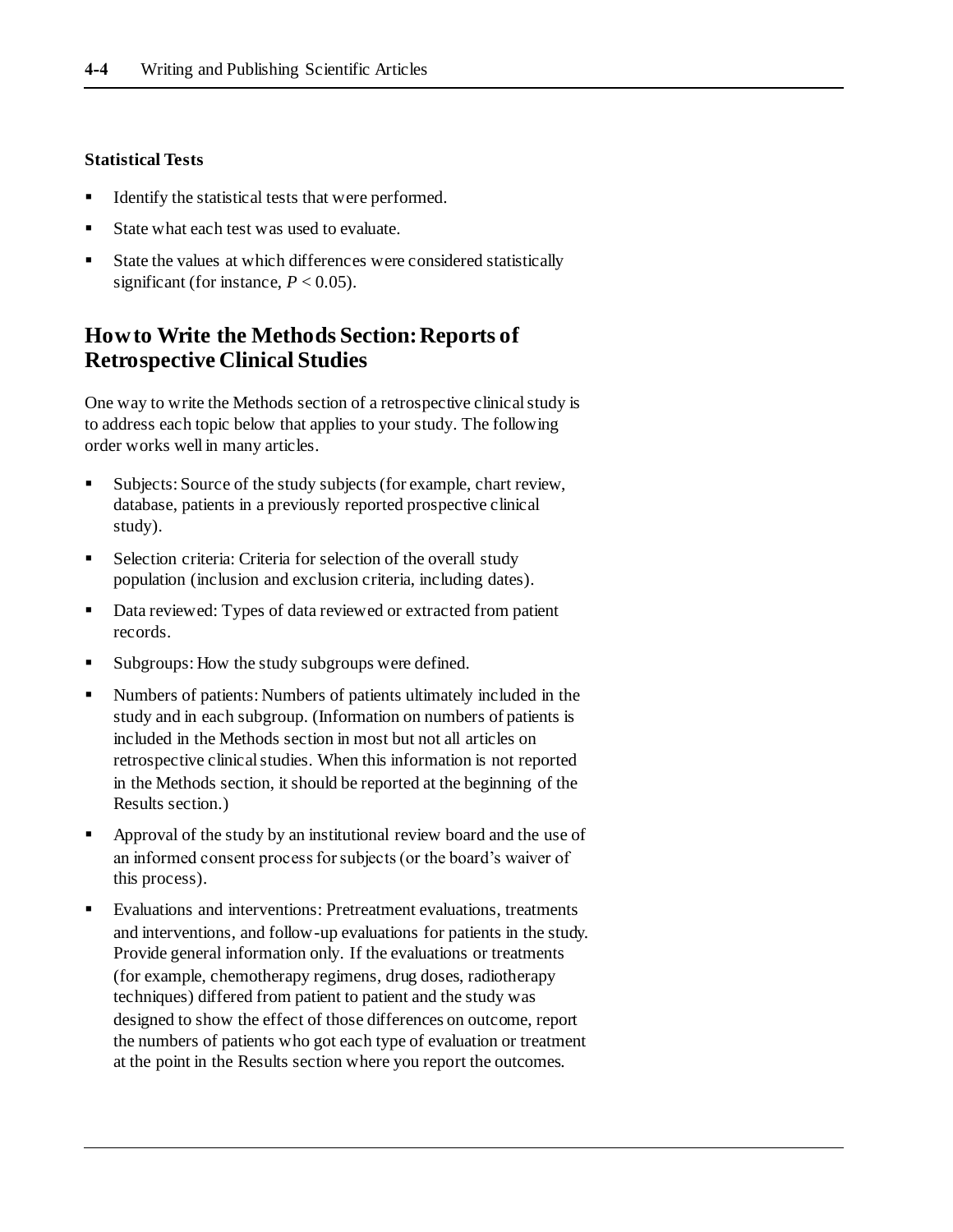### Statistical Tests

- Identify the statistical tests that were performed.
- State what each test was used to evaluate.
- State the values at which differences were considered statistically significant (for instance, $P < 0.05$).

## How to Write the Methods Section: Reports of Retrospective Clinical Studies

One way to write the Methods section of a retrospective clinical study is to address each topic below that applies to your study. The following order works well in many articles.

- Subjects: Source of the study subjects (for example, chart review, database, patients in a previously reported prospective clinical study).
- Selection criteria: Criteria for selection of the overall study population (inclusion and exclusion criteria, including dates).
- Data reviewed: Types of data reviewed or extracted from patient records.
- Subgroups: How the study subgroups were defined.
- Numbers of patients: Numbers of patients ultimately included in the study and in each subgroup. (Information on numbers of patients is included in the Methods section in most but not all articles on retrospective clinical studies. When this information is not reported in the Methods section, it should be reported at the beginning of the Results section.)
- Approval of the study by an institutional review board and the use of an informed consent process for subjects (or the board's waiver of this process).
- Evaluations and interventions: Pretreatment evaluations, treatments and interventions, and follow-up evaluations for patients in the study. Provide general information only. If the evaluations or treatments (for example, chemotherapy regimens, drug doses, radiotherapy techniques) differed from patient to patient and the study was designed to show the effect of those differences on outcome, report the numbers of patients who got each type of evaluation or treatment at the point in the Results section where you report the outcomes.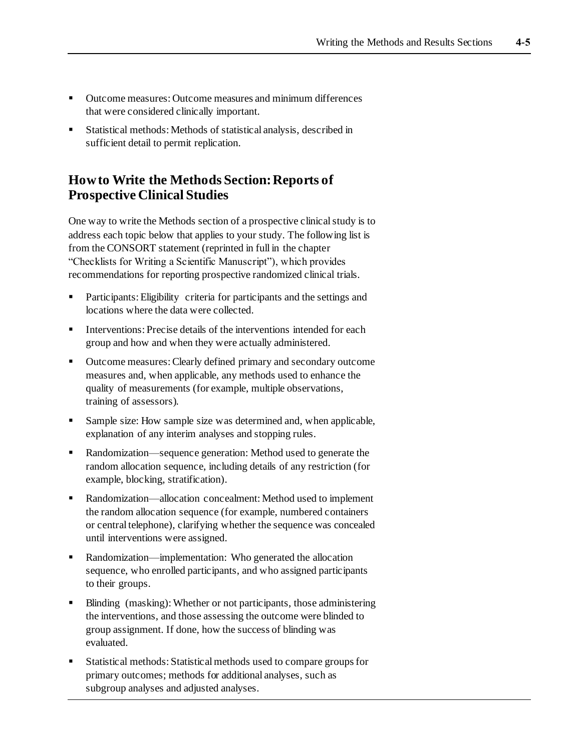- Outcome measures: Outcome measures and minimum differences that were considered clinically important.
- Statistical methods: Methods of statistical analysis, described in sufficient detail to permit replication.

## How to Write the Methods Section: Reports of Prospective Clinical Studies

One way to write the Methods section of a prospective clinical study is to address each topic below that applies to your study. The following list is from the CONSORT statement (reprinted in full in the chapter "Checklists for Writing a Scientific Manuscript"), which provides recommendations for reporting prospective randomized clinical trials.

- Participants: Eligibility criteria for participants and the settings and locations where the data were collected.
- Interventions: Precise details of the interventions intended for each group and how and when they were actually administered.
- Outcome measures: Clearly defined primary and secondary outcome measures and, when applicable, any methods used to enhance the quality of measurements (for example, multiple observations, training of assessors).
- Sample size: How sample size was determined and, when applicable, explanation of any interim analyses and stopping rules.
- Randomization—sequence generation: Method used to generate the random allocation sequence, including details of any restriction (for example, blocking, stratification).
- Randomization—allocation concealment: Method used to implement the random allocation sequence (for example, numbered containers or central telephone), clarifying whether the sequence was concealed until interventions were assigned.
- Randomization—implementation: Who generated the allocation sequence, who enrolled participants, and who assigned participants to their groups.
- Blinding (masking): Whether or not participants, those administering the interventions, and those assessing the outcome were blinded to group assignment. If done, how the success of blinding was evaluated.
- Statistical methods: Statistical methods used to compare groups for primary outcomes; methods for additional analyses, such as subgroup analyses and adjusted analyses.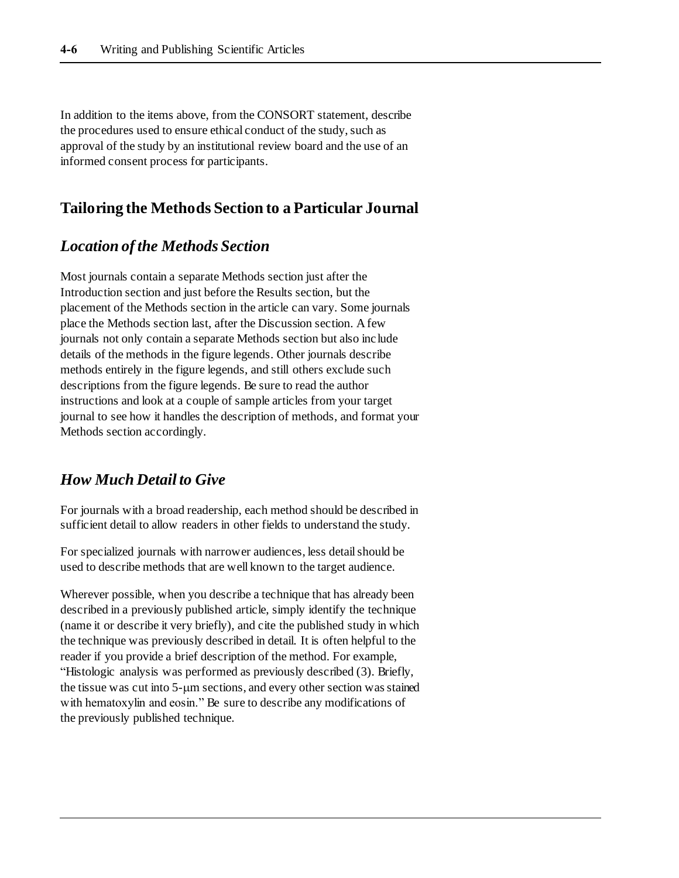In addition to the items above, from the CONSORT statement, describe the procedures used to ensure ethical conduct of the study, such as approval of the study by an institutional review board and the use of an informed consent process for participants.

## Tailoring the Methods Section to a Particular Journal

### *Location of the Methods Section*

Most journals contain a separate Methods section just after the Introduction section and just before the Results section, but the placement of the Methods section in the article can vary. Some journals place the Methods section last, after the Discussion section. A few journals not only contain a separate Methods section but also include details of the methods in the figure legends. Other journals describe methods entirely in the figure legends, and still others exclude such descriptions from the figure legends. Be sure to read the author instructions and look at a couple of sample articles from your target journal to see how it handles the description of methods, and format your Methods section accordingly.

### *How Much Detail to Give*

For journals with a broad readership, each method should be described in sufficient detail to allow readers in other fields to understand the study.

For specialized journals with narrower audiences, less detail should be used to describe methods that are well known to the target audience.

Wherever possible, when you describe a technique that has already been described in a previously published article, simply identify the technique (name it or describe it very briefly), and cite the published study in which the technique was previously described in detail. It is often helpful to the reader if you provide a brief description of the method. For example, "Histologic analysis was performed as previously described (3). Briefly, the tissue was cut into 5-μm sections, and every other section was stained with hematoxylin and eosin." Be sure to describe any modifications of the previously published technique.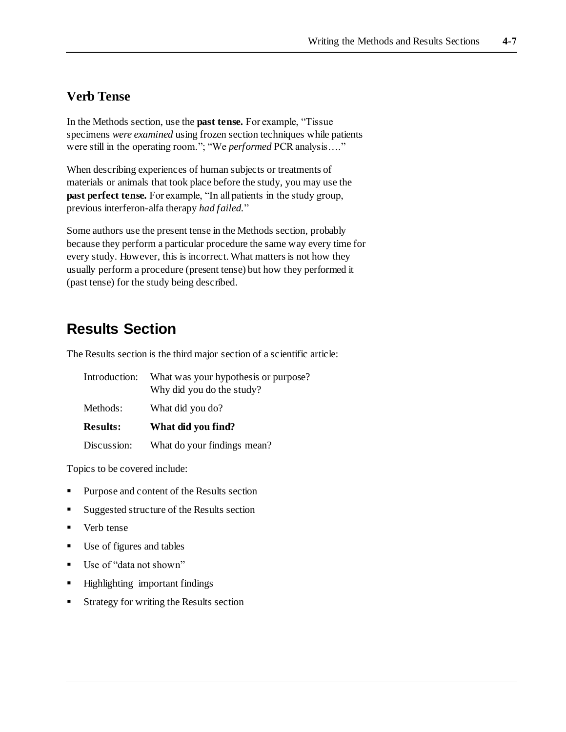### Verb Tense

In the Methods section, use the **past tense.** For example, "Tissue specimens *were examined* using frozen section techniques while patients were still in the operating room."; "We *performed* PCR analysis…."

When describing experiences of human subjects or treatments of materials or animals that took place before the study, you may use the **past perfect tense.** For example, "In all patients in the study group, previous interferon-alfa therapy *had failed.*"

Some authors use the present tense in the Methods section, probably because they perform a particular procedure the same way every time for every study. However, this is incorrect. What matters is not how they usually perform a procedure (present tense) but how they performed it (past tense) for the study being described.

## Results Section

The Results section is the third major section of a scientific article:

| | |
|---|---|
| Introduction: | What was your hypothesis or purpose? Why did you do the study? |
| Methods: | What did you do? |
| **Results:** | **What did you find?** |
| Discussion: | What do your findings mean? |

Topics to be covered include:

- Purpose and content of the Results section
- Suggested structure of the Results section
- Verb tense
- Use of figures and tables
- Use of "data not shown"
- Highlighting important findings
- Strategy for writing the Results section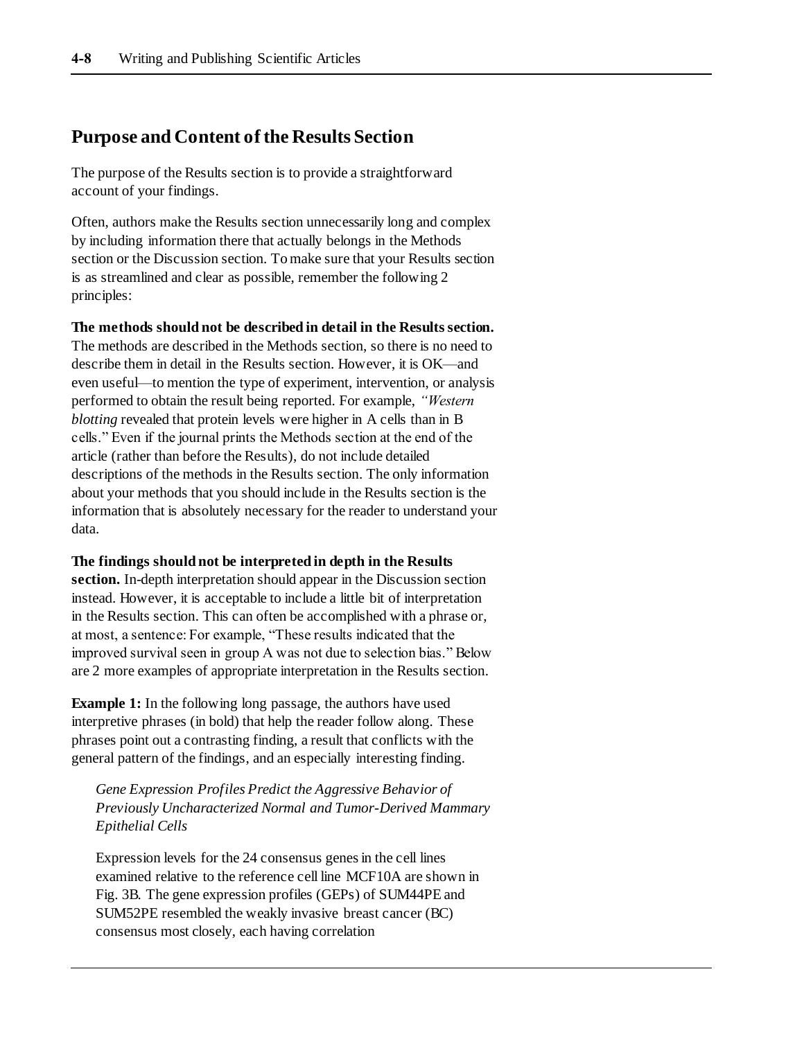## Purpose and Content of the Results Section

The purpose of the Results section is to provide a straightforward account of your findings.

Often, authors make the Results section unnecessarily long and complex by including information there that actually belongs in the Methods section or the Discussion section. To make sure that your Results section is as streamlined and clear as possible, remember the following 2 principles:

**The methods should not be described in detail in the Results section.** The methods are described in the Methods section, so there is no need to describe them in detail in the Results section. However, it is OK—and even useful—to mention the type of experiment, intervention, or analysis performed to obtain the result being reported. For example, *"Western blotting* revealed that protein levels were higher in A cells than in B cells." Even if the journal prints the Methods section at the end of the article (rather than before the Results), do not include detailed descriptions of the methods in the Results section. The only information about your methods that you should include in the Results section is the information that is absolutely necessary for the reader to understand your data.

**The findings should not be interpreted in depth in the Results section.** In-depth interpretation should appear in the Discussion section instead. However, it is acceptable to include a little bit of interpretation in the Results section. This can often be accomplished with a phrase or, at most, a sentence: For example, "These results indicated that the improved survival seen in group A was not due to selection bias." Below are 2 more examples of appropriate interpretation in the Results section.

**Example 1:** In the following long passage, the authors have used interpretive phrases (in bold) that help the reader follow along. These phrases point out a contrasting finding, a result that conflicts with the general pattern of the findings, and an especially interesting finding.

> *Gene Expression Profiles Predict the Aggressive Behavior of Previously Uncharacterized Normal and Tumor-Derived Mammary Epithelial Cells*
>
> Expression levels for the 24 consensus genes in the cell lines examined relative to the reference cell line MCF10A are shown in Fig. 3B. The gene expression profiles (GEPs) of SUM44PE and SUM52PE resembled the weakly invasive breast cancer (BC) consensus most closely, each having correlation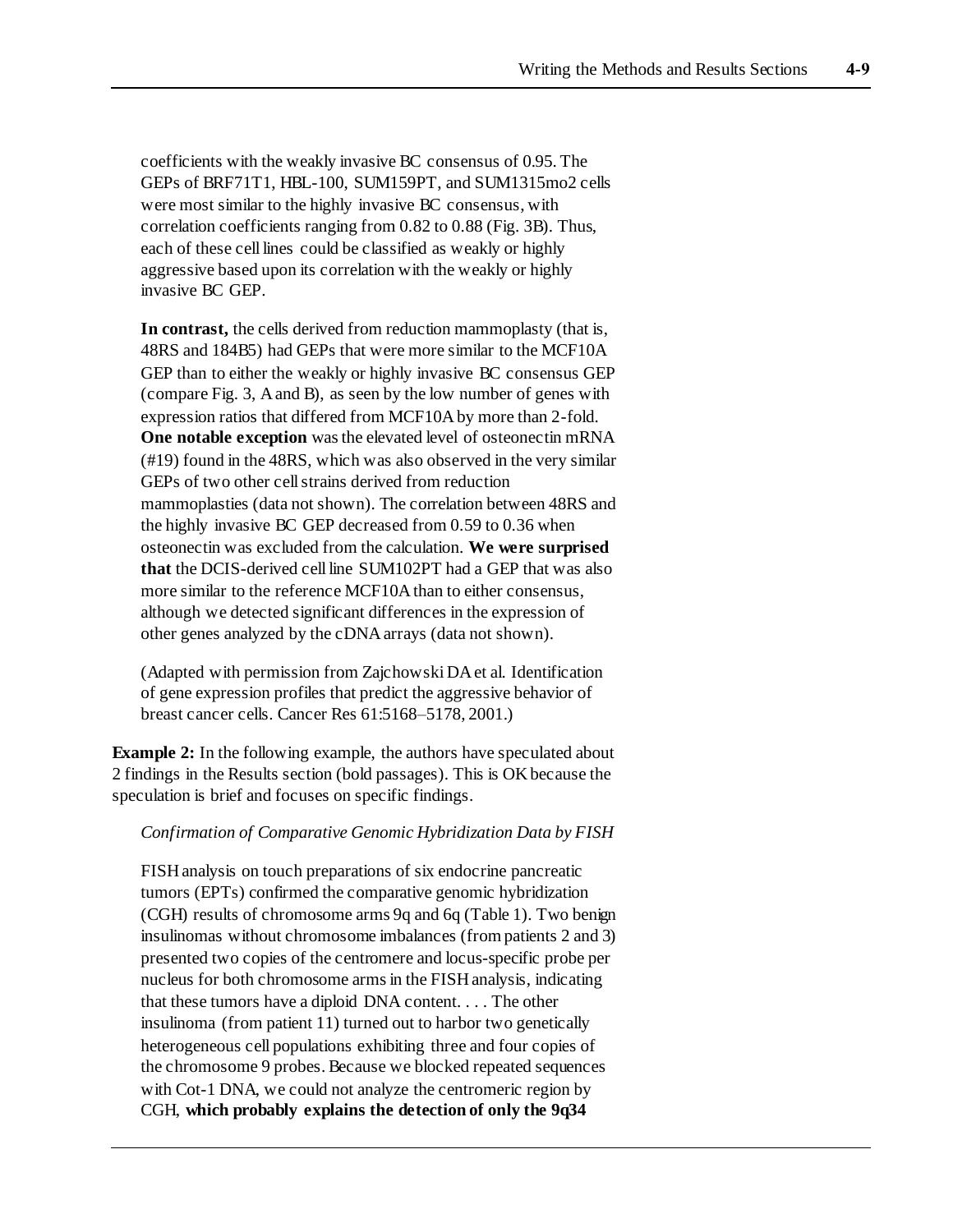coefficients with the weakly invasive BC consensus of 0.95. The GEPs of BRF71T1, HBL-100, SUM159PT, and SUM1315mo2 cells were most similar to the highly invasive BC consensus, with correlation coefficients ranging from 0.82 to 0.88 (Fig. 3B). Thus, each of these cell lines could be classified as weakly or highly aggressive based upon its correlation with the weakly or highly invasive BC GEP.

**In contrast,** the cells derived from reduction mammoplasty (that is, 48RS and 184B5) had GEPs that were more similar to the MCF10A GEP than to either the weakly or highly invasive BC consensus GEP (compare Fig. 3, A and B), as seen by the low number of genes with expression ratios that differed from MCF10A by more than 2-fold. **One notable exception** was the elevated level of osteonectin mRNA (#19) found in the 48RS, which was also observed in the very similar GEPs of two other cell strains derived from reduction mammoplasties (data not shown). The correlation between 48RS and the highly invasive BC GEP decreased from 0.59 to 0.36 when osteonectin was excluded from the calculation. **We were surprised that** the DCIS-derived cell line SUM102PT had a GEP that was also more similar to the reference MCF10A than to either consensus, although we detected significant differences in the expression of other genes analyzed by the cDNA arrays (data not shown).

(Adapted with permission from Zajchowski DA et al. Identification of gene expression profiles that predict the aggressive behavior of breast cancer cells. Cancer Res 61:5168–5178, 2001.)

**Example 2:** In the following example, the authors have speculated about 2 findings in the Results section (bold passages). This is OK because the speculation is brief and focuses on specific findings.

*Confirmation of Comparative Genomic Hybridization Data by FISH*

FISH analysis on touch preparations of six endocrine pancreatic tumors (EPTs) confirmed the comparative genomic hybridization (CGH) results of chromosome arms 9q and 6q (Table 1). Two benign insulinomas without chromosome imbalances (from patients 2 and 3) presented two copies of the centromere and locus-specific probe per nucleus for both chromosome arms in the FISH analysis, indicating that these tumors have a diploid DNA content. . . . The other insulinoma (from patient 11) turned out to harbor two genetically heterogeneous cell populations exhibiting three and four copies of the chromosome 9 probes. Because we blocked repeated sequences with Cot-1 DNA, we could not analyze the centromeric region by CGH, **which probably explains the detection of only the 9q34**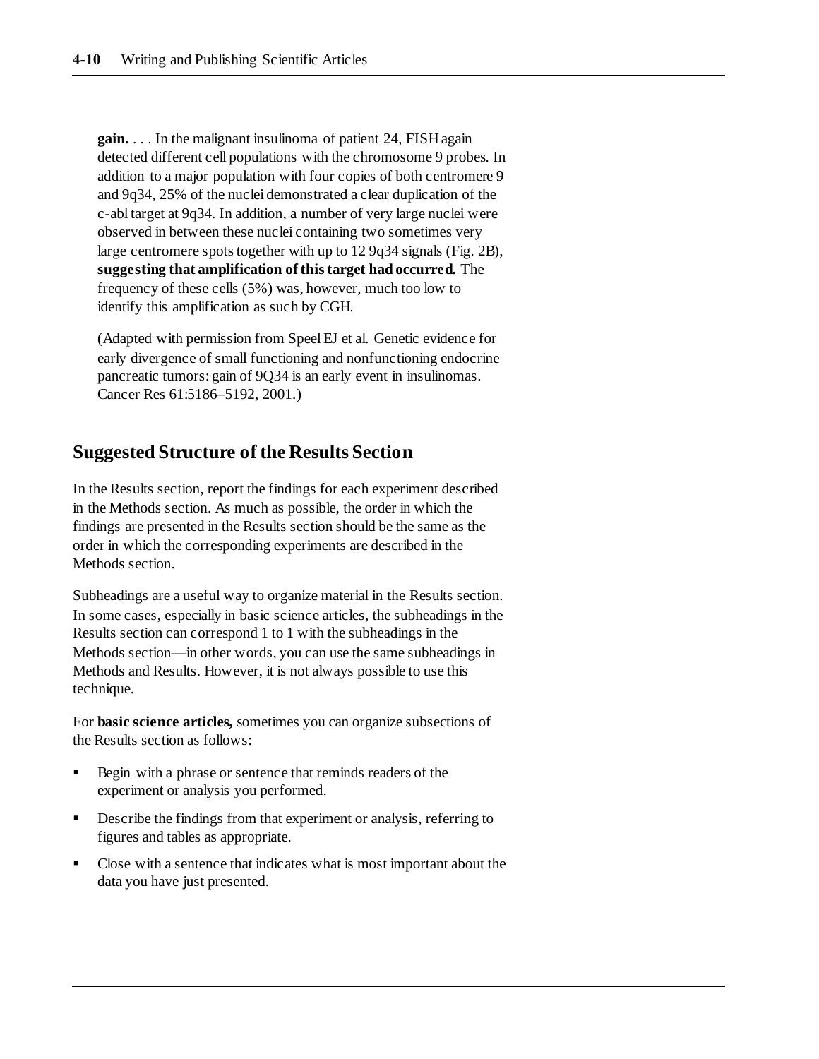**gain.** . . . In the malignant insulinoma of patient 24, FISH again detected different cell populations with the chromosome 9 probes. In addition to a major population with four copies of both centromere 9 and 9q34, 25% of the nuclei demonstrated a clear duplication of the c-abl target at 9q34. In addition, a number of very large nuclei were observed in between these nuclei containing two sometimes very large centromere spots together with up to 12 9q34 signals (Fig. 2B), **suggesting that amplification of this target had occurred.** The frequency of these cells (5%) was, however, much too low to identify this amplification as such by CGH.

(Adapted with permission from Speel EJ et al. Genetic evidence for early divergence of small functioning and nonfunctioning endocrine pancreatic tumors: gain of 9Q34 is an early event in insulinomas. Cancer Res 61:5186–5192, 2001.)

## Suggested Structure of the Results Section

In the Results section, report the findings for each experiment described in the Methods section. As much as possible, the order in which the findings are presented in the Results section should be the same as the order in which the corresponding experiments are described in the Methods section.

Subheadings are a useful way to organize material in the Results section. In some cases, especially in basic science articles, the subheadings in the Results section can correspond 1 to 1 with the subheadings in the Methods section—in other words, you can use the same subheadings in Methods and Results. However, it is not always possible to use this technique.

For **basic science articles,** sometimes you can organize subsections of the Results section as follows:

- Begin with a phrase or sentence that reminds readers of the experiment or analysis you performed.
- Describe the findings from that experiment or analysis, referring to figures and tables as appropriate.
- Close with a sentence that indicates what is most important about the data you have just presented.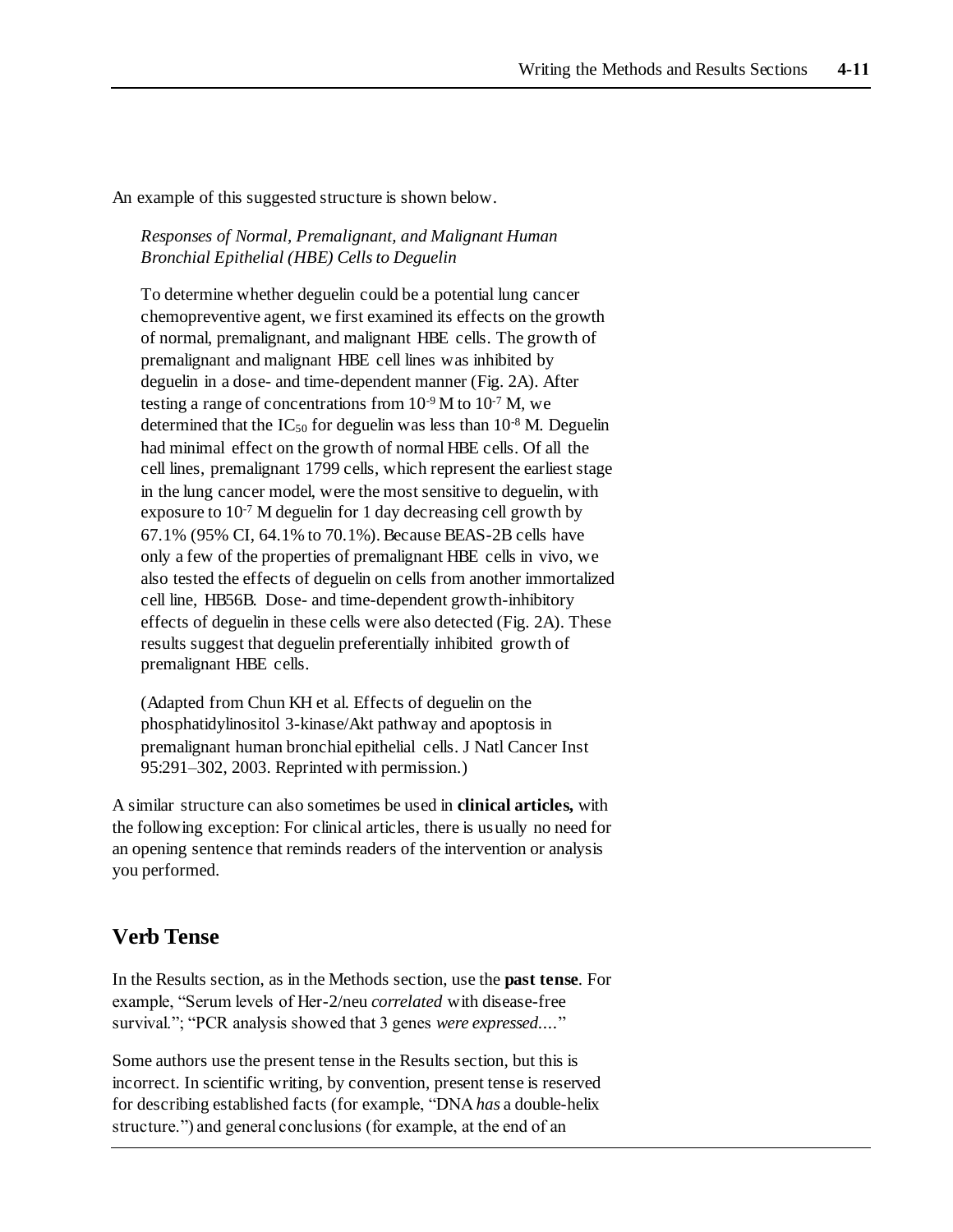An example of this suggested structure is shown below.

> *Responses of Normal, Premalignant, and Malignant Human Bronchial Epithelial (HBE) Cells to Deguelin*
>
> To determine whether deguelin could be a potential lung cancer chemopreventive agent, we first examined its effects on the growth of normal, premalignant, and malignant HBE cells. The growth of premalignant and malignant HBE cell lines was inhibited by deguelin in a dose- and time-dependent manner (Fig. 2A). After testing a range of concentrations from $10^{-9}$ M to $10^{-7}$ M, we determined that the $IC_{50}$ for deguelin was less than $10^{-8}$ M. Deguelin had minimal effect on the growth of normal HBE cells. Of all the cell lines, premalignant 1799 cells, which represent the earliest stage in the lung cancer model, were the most sensitive to deguelin, with exposure to $10^{-7}$ M deguelin for 1 day decreasing cell growth by 67.1% (95% CI, 64.1% to 70.1%). Because BEAS-2B cells have only a few of the properties of premalignant HBE cells in vivo, we also tested the effects of deguelin on cells from another immortalized cell line, HB56B. Dose- and time-dependent growth-inhibitory effects of deguelin in these cells were also detected (Fig. 2A). These results suggest that deguelin preferentially inhibited growth of premalignant HBE cells.
>
> (Adapted from Chun KH et al. Effects of deguelin on the phosphatidylinositol 3-kinase/Akt pathway and apoptosis in premalignant human bronchial epithelial cells. J Natl Cancer Inst 95:291–302, 2003. Reprinted with permission.)

A similar structure can also sometimes be used in **clinical articles,** with the following exception: For clinical articles, there is usually no need for an opening sentence that reminds readers of the intervention or analysis you performed.

## Verb Tense

In the Results section, as in the Methods section, use the **past tense**. For example, "Serum levels of Her-2/neu *correlated* with disease-free survival."; "PCR analysis showed that 3 genes *were expressed*...."

Some authors use the present tense in the Results section, but this is incorrect. In scientific writing, by convention, present tense is reserved for describing established facts (for example, "DNA *has* a double-helix structure.") and general conclusions (for example, at the end of an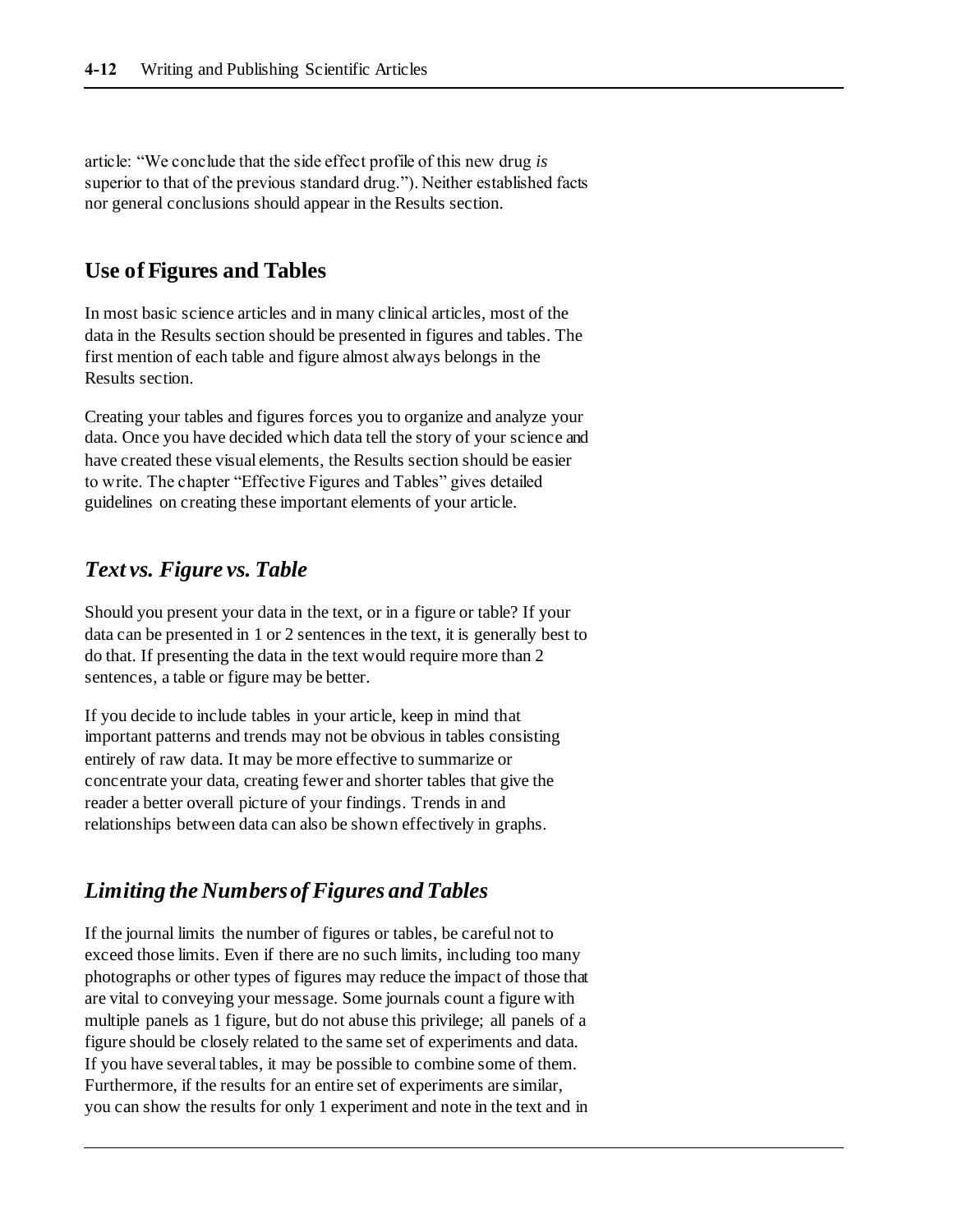article: "We conclude that the side effect profile of this new drug *is* superior to that of the previous standard drug."). Neither established facts nor general conclusions should appear in the Results section.

## Use of Figures and Tables

In most basic science articles and in many clinical articles, most of the data in the Results section should be presented in figures and tables. The first mention of each table and figure almost always belongs in the Results section.

Creating your tables and figures forces you to organize and analyze your data. Once you have decided which data tell the story of your science and have created these visual elements, the Results section should be easier to write. The chapter "Effective Figures and Tables" gives detailed guidelines on creating these important elements of your article.

### *Text vs. Figure vs. Table*

Should you present your data in the text, or in a figure or table? If your data can be presented in 1 or 2 sentences in the text, it is generally best to do that. If presenting the data in the text would require more than 2 sentences, a table or figure may be better.

If you decide to include tables in your article, keep in mind that important patterns and trends may not be obvious in tables consisting entirely of raw data. It may be more effective to summarize or concentrate your data, creating fewer and shorter tables that give the reader a better overall picture of your findings. Trends in and relationships between data can also be shown effectively in graphs.

### *Limiting the Numbers of Figures and Tables*

If the journal limits the number of figures or tables, be careful not to exceed those limits. Even if there are no such limits, including too many photographs or other types of figures may reduce the impact of those that are vital to conveying your message. Some journals count a figure with multiple panels as 1 figure, but do not abuse this privilege; all panels of a figure should be closely related to the same set of experiments and data. If you have several tables, it may be possible to combine some of them. Furthermore, if the results for an entire set of experiments are similar, you can show the results for only 1 experiment and note in the text and in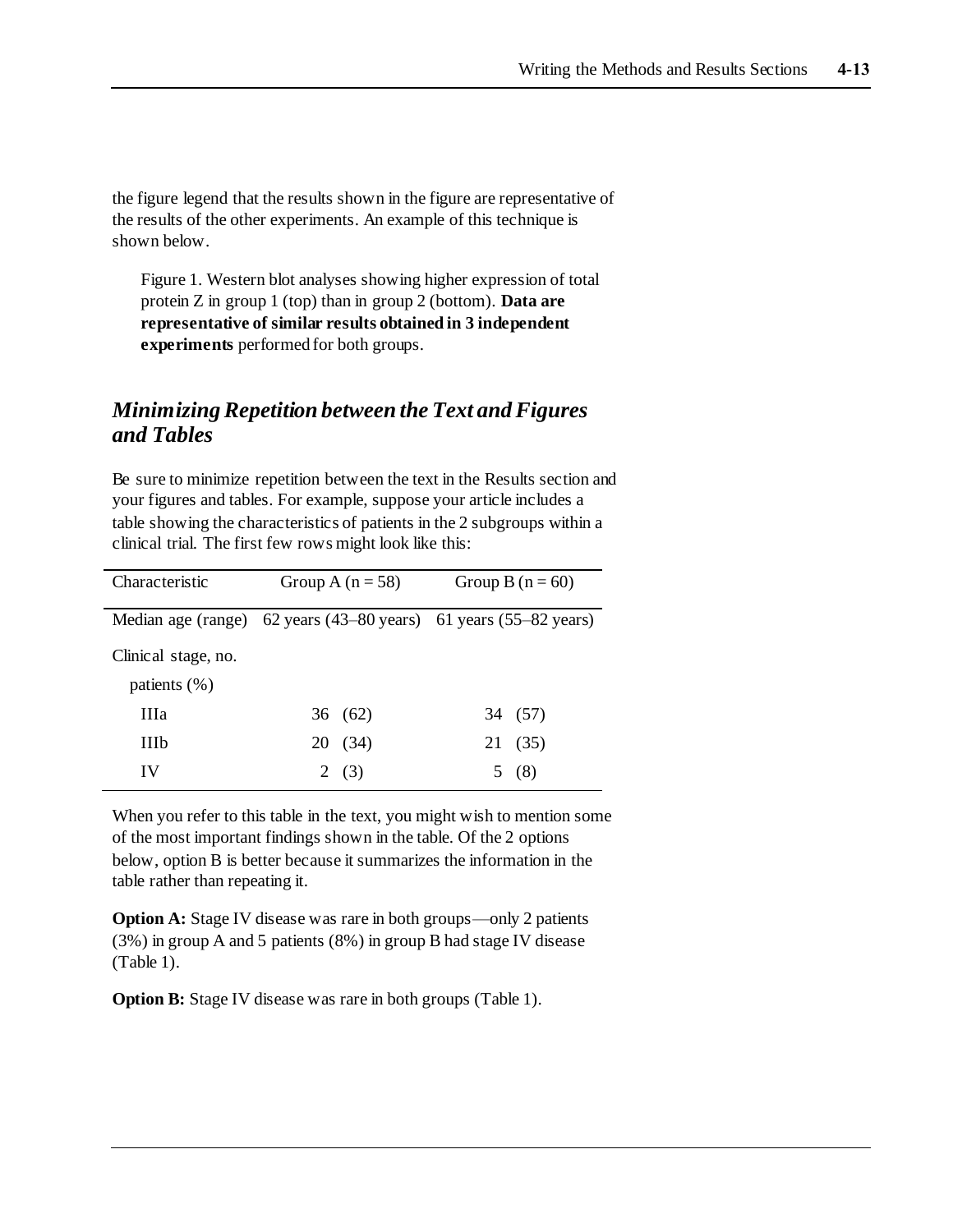the figure legend that the results shown in the figure are representative of the results of the other experiments. An example of this technique is shown below.

> Figure 1. Western blot analyses showing higher expression of total protein Z in group 1 (top) than in group 2 (bottom). **Data are representative of similar results obtained in 3 independent experiments** performed for both groups.

## *Minimizing Repetition between the Text and Figures and Tables*

Be sure to minimize repetition between the text in the Results section and your figures and tables. For example, suppose your article includes a table showing the characteristics of patients in the 2 subgroups within a clinical trial. The first few rows might look like this:

| Characteristic | Group A (n = 58) | Group B (n = 60) |
|---|---|---|
| Median age (range) | 62 years (43–80 years) | 61 years (55–82 years) |
| Clinical stage, no. patients (%) | | |
| IIIa | 36 (62) | 34 (57) |
| IIIb | 20 (34) | 21 (35) |
| IV | 2 (3) | 5 (8) |

When you refer to this table in the text, you might wish to mention some of the most important findings shown in the table. Of the 2 options below, option B is better because it summarizes the information in the table rather than repeating it.

**Option A:** Stage IV disease was rare in both groups—only 2 patients (3%) in group A and 5 patients (8%) in group B had stage IV disease (Table 1).

**Option B:** Stage IV disease was rare in both groups (Table 1).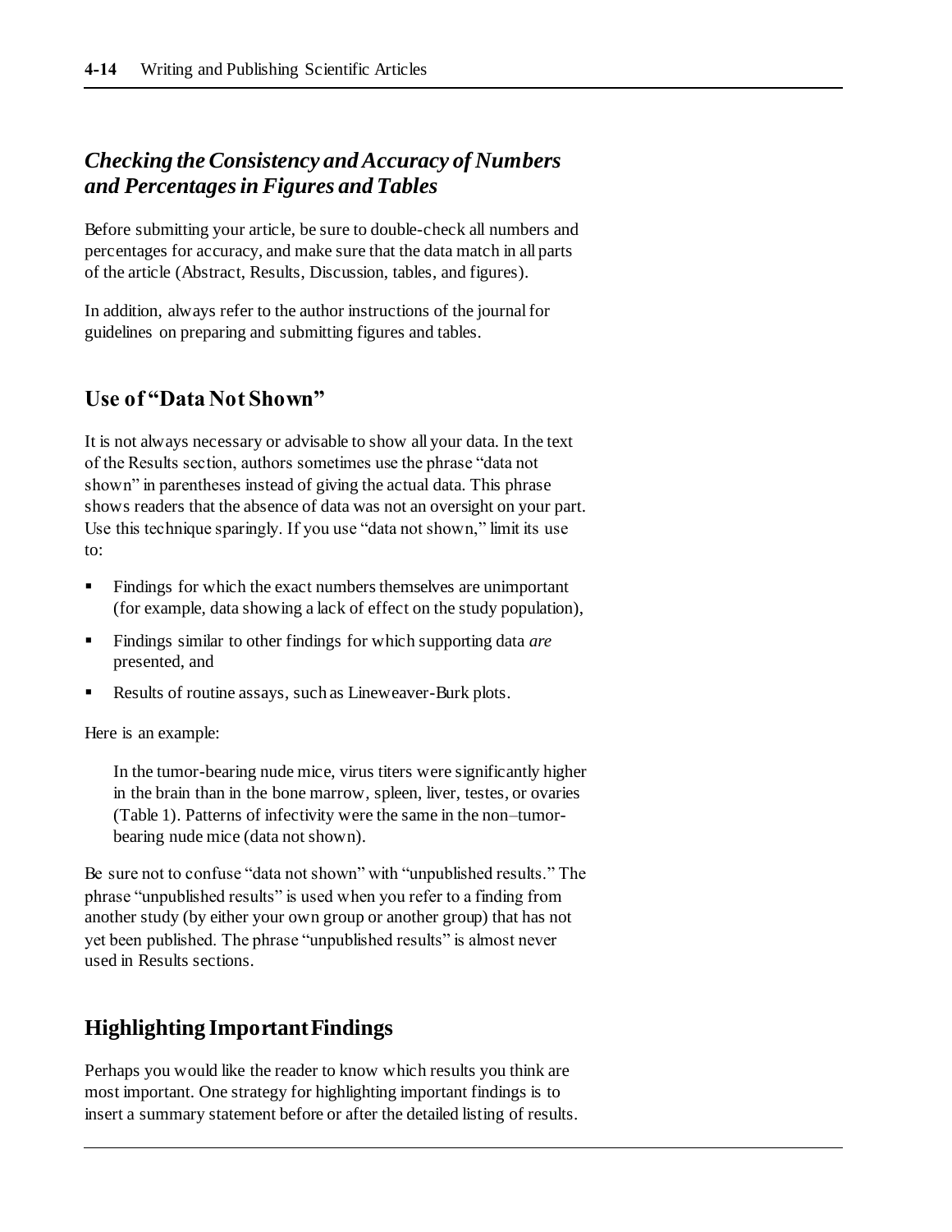### *Checking the Consistency and Accuracy of Numbers and Percentages in Figures and Tables*

Before submitting your article, be sure to double-check all numbers and percentages for accuracy, and make sure that the data match in all parts of the article (Abstract, Results, Discussion, tables, and figures).

In addition, always refer to the author instructions of the journal for guidelines on preparing and submitting figures and tables.

## Use of "Data Not Shown"

It is not always necessary or advisable to show all your data. In the text of the Results section, authors sometimes use the phrase "data not shown" in parentheses instead of giving the actual data. This phrase shows readers that the absence of data was not an oversight on your part. Use this technique sparingly. If you use "data not shown," limit its use to:

- Findings for which the exact numbers themselves are unimportant (for example, data showing a lack of effect on the study population),
- Findings similar to other findings for which supporting data *are* presented, and
- Results of routine assays, such as Lineweaver-Burk plots.

Here is an example:

> In the tumor-bearing nude mice, virus titers were significantly higher in the brain than in the bone marrow, spleen, liver, testes, or ovaries (Table 1). Patterns of infectivity were the same in the non–tumor-bearing nude mice (data not shown).

Be sure not to confuse "data not shown" with "unpublished results." The phrase "unpublished results" is used when you refer to a finding from another study (by either your own group or another group) that has not yet been published. The phrase "unpublished results" is almost never used in Results sections.

## Highlighting Important Findings

Perhaps you would like the reader to know which results you think are most important. One strategy for highlighting important findings is to insert a summary statement before or after the detailed listing of results.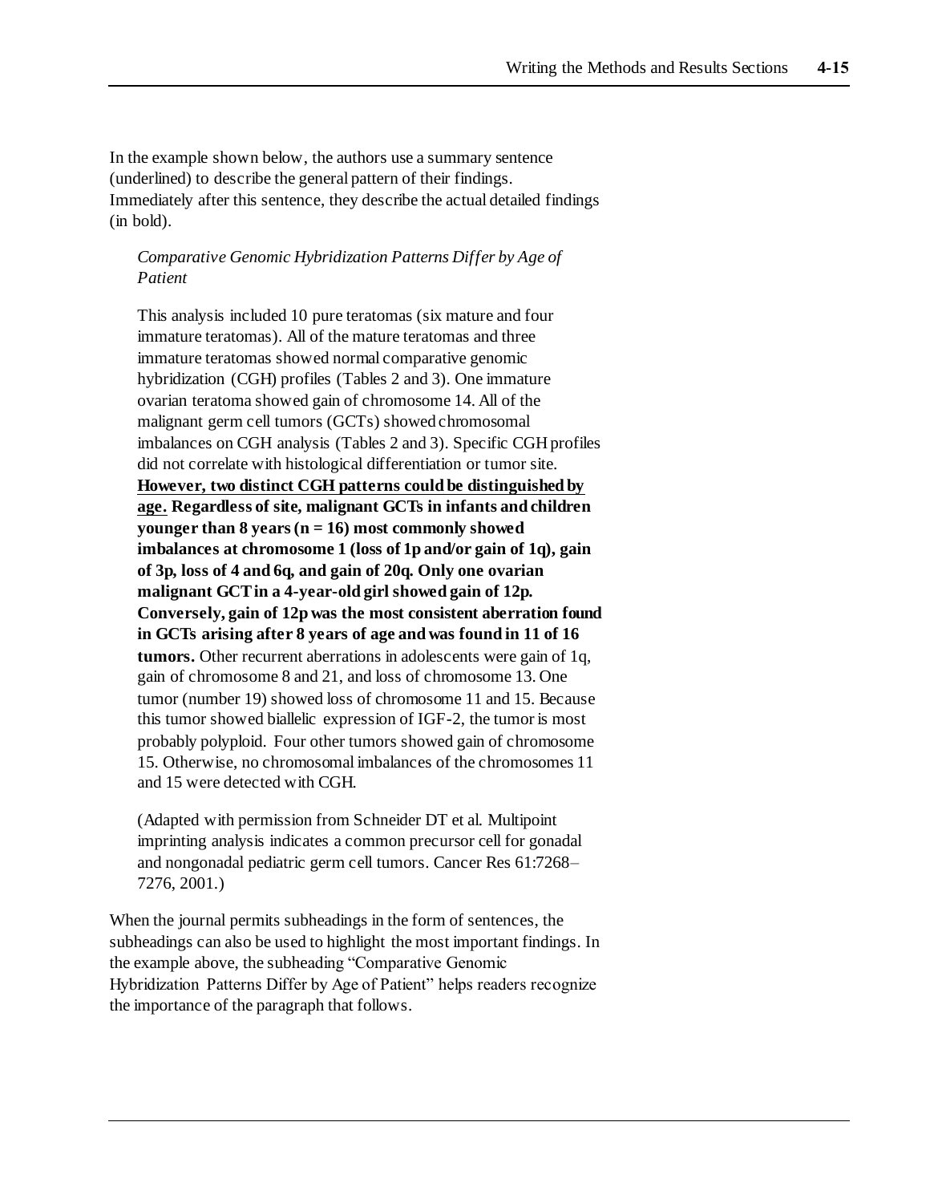In the example shown below, the authors use a summary sentence (underlined) to describe the general pattern of their findings. Immediately after this sentence, they describe the actual detailed findings (in bold).

> *Comparative Genomic Hybridization Patterns Differ by Age of Patient*
>
> This analysis included 10 pure teratomas (six mature and four immature teratomas). All of the mature teratomas and three immature teratomas showed normal comparative genomic hybridization (CGH) profiles (Tables 2 and 3). One immature ovarian teratoma showed gain of chromosome 14. All of the malignant germ cell tumors (GCTs) showed chromosomal imbalances on CGH analysis (Tables 2 and 3). Specific CGH profiles did not correlate with histological differentiation or tumor site. <u>**However, two distinct CGH patterns could be distinguished by age.**</u> **Regardless of site, malignant GCTs in infants and children younger than 8 years (n = 16) most commonly showed imbalances at chromosome 1 (loss of 1p and/or gain of 1q), gain of 3p, loss of 4 and 6q, and gain of 20q. Only one ovarian malignant GCT in a 4-year-old girl showed gain of 12p. Conversely, gain of 12p was the most consistent aberration found in GCTs arising after 8 years of age and was found in 11 of 16 tumors.** Other recurrent aberrations in adolescents were gain of 1q, gain of chromosome 8 and 21, and loss of chromosome 13. One tumor (number 19) showed loss of chromosome 11 and 15. Because this tumor showed biallelic expression of IGF-2, the tumor is most probably polyploid. Four other tumors showed gain of chromosome 15. Otherwise, no chromosomal imbalances of the chromosomes 11 and 15 were detected with CGH.
>
> (Adapted with permission from Schneider DT et al. Multipoint imprinting analysis indicates a common precursor cell for gonadal and nongonadal pediatric germ cell tumors. Cancer Res 61:7268–7276, 2001.)

When the journal permits subheadings in the form of sentences, the subheadings can also be used to highlight the most important findings. In the example above, the subheading "Comparative Genomic Hybridization Patterns Differ by Age of Patient" helps readers recognize the importance of the paragraph that follows.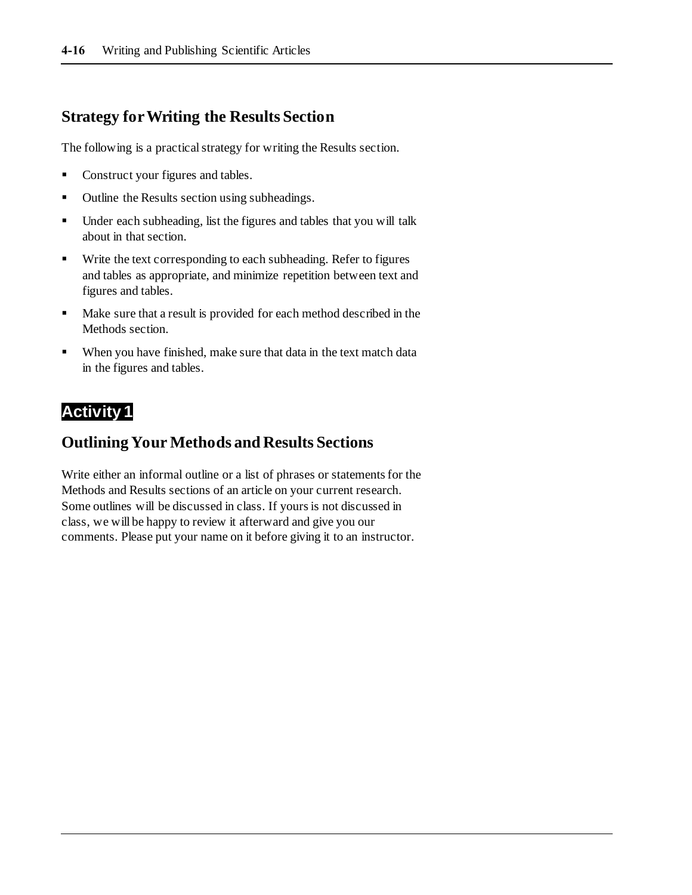## Strategy for Writing the Results Section

The following is a practical strategy for writing the Results section.

- Construct your figures and tables.
- Outline the Results section using subheadings.
- Under each subheading, list the figures and tables that you will talk about in that section.
- Write the text corresponding to each subheading. Refer to figures and tables as appropriate, and minimize repetition between text and figures and tables.
- Make sure that a result is provided for each method described in the Methods section.
- When you have finished, make sure that data in the text match data in the figures and tables.

**Activity 1**

## Outlining Your Methods and Results Sections

Write either an informal outline or a list of phrases or statements for the Methods and Results sections of an article on your current research. Some outlines will be discussed in class. If yours is not discussed in class, we will be happy to review it afterward and give you our comments. Please put your name on it before giving it to an instructor.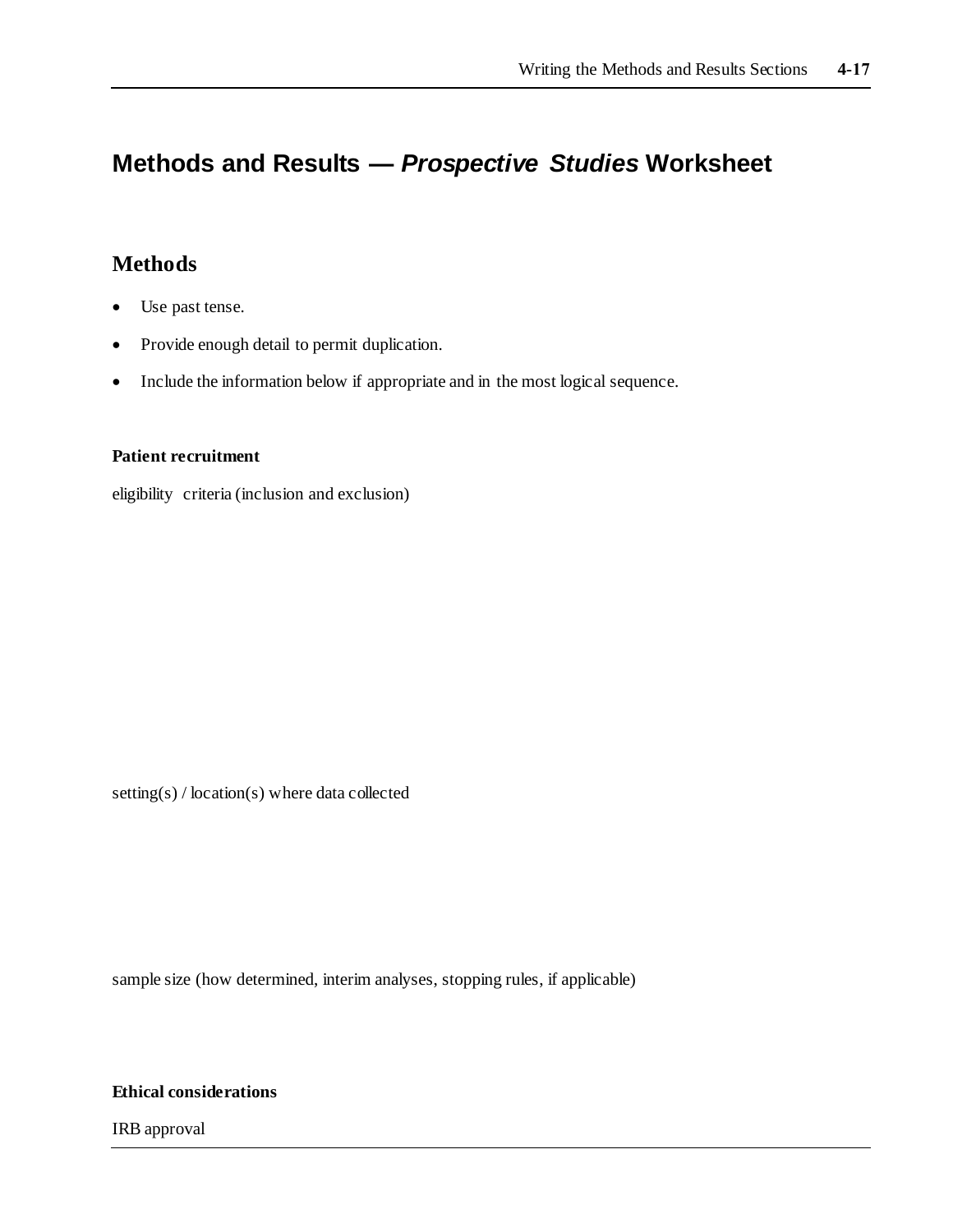# Methods and Results — *Prospective Studies* Worksheet

## Methods

- Use past tense.
- Provide enough detail to permit duplication.
- Include the information below if appropriate and in the most logical sequence.

**Patient recruitment**

eligibility criteria (inclusion and exclusion)

setting(s) / location(s) where data collected

sample size (how determined, interim analyses, stopping rules, if applicable)

**Ethical considerations**

IRB approval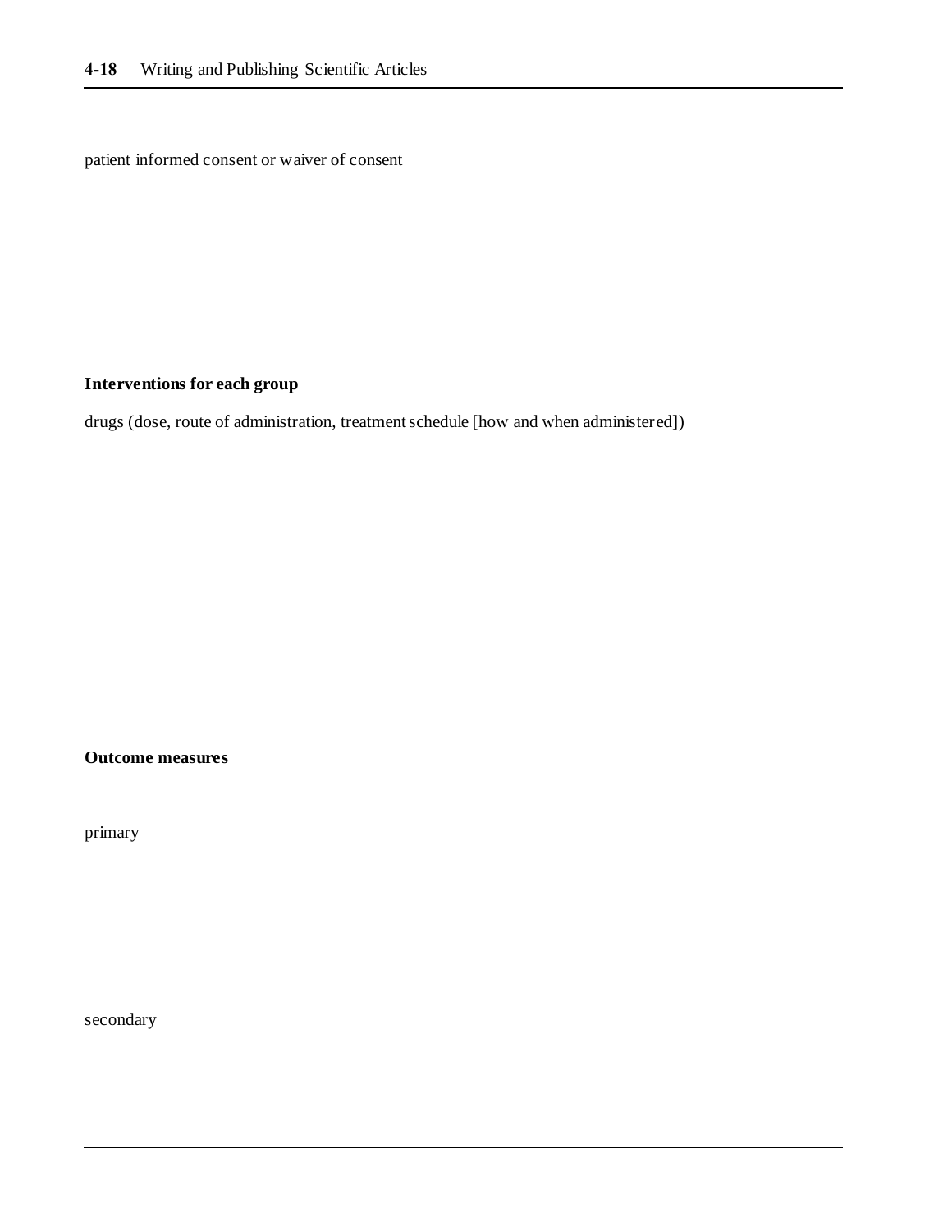patient informed consent or waiver of consent

**Interventions for each group**

drugs (dose, route of administration, treatment schedule [how and when administered])

**Outcome measures**

primary

secondary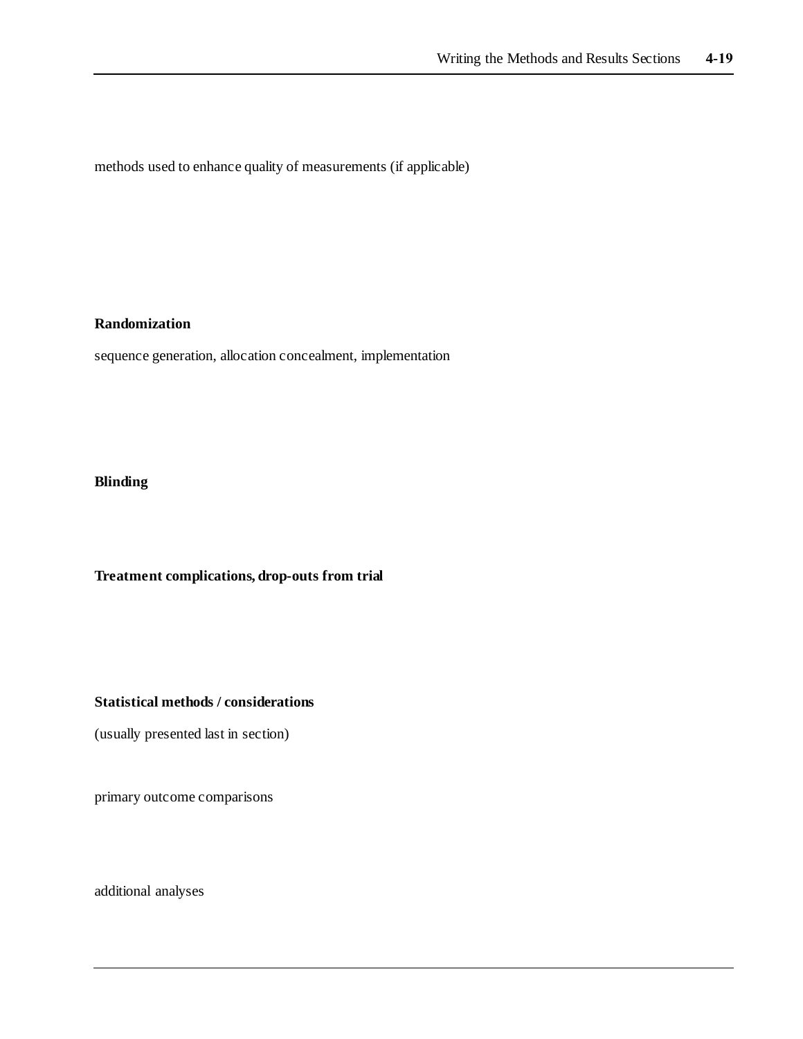methods used to enhance quality of measurements (if applicable)

**Randomization**

sequence generation, allocation concealment, implementation

**Blinding**

**Treatment complications, drop-outs from trial**

**Statistical methods / considerations**

(usually presented last in section)

primary outcome comparisons

additional analyses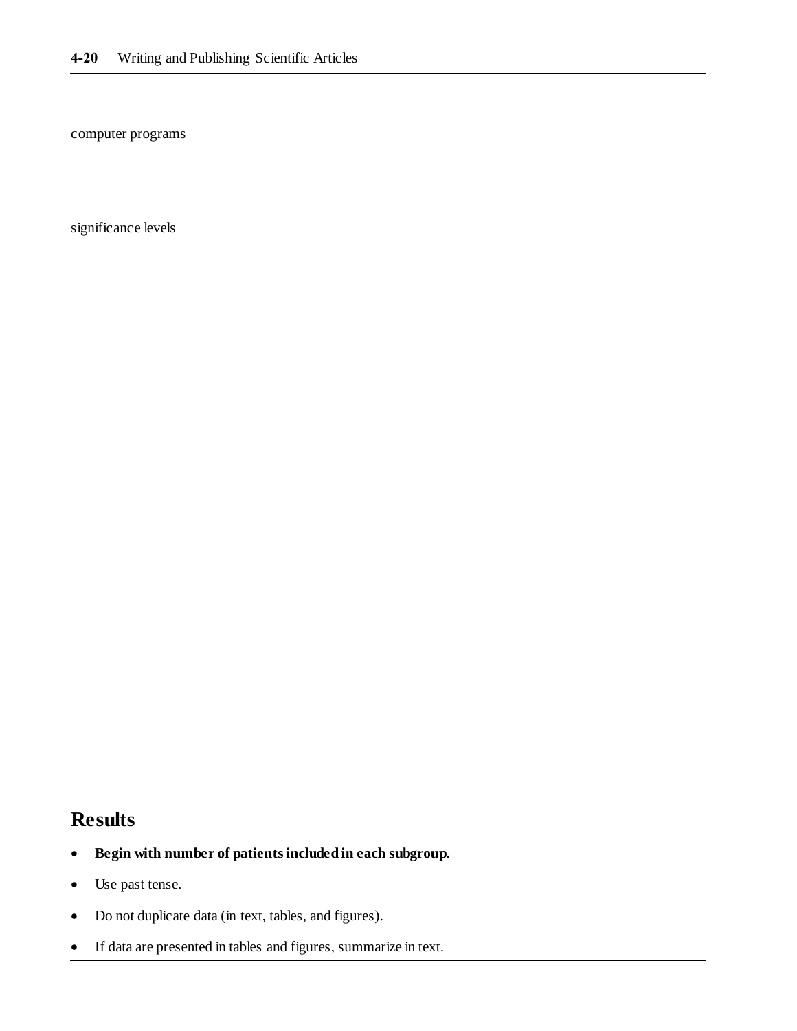computer programs

significance levels

## Results

- **Begin with number of patients included in each subgroup.**
- Use past tense.
- Do not duplicate data (in text, tables, and figures).
- If data are presented in tables and figures, summarize in text.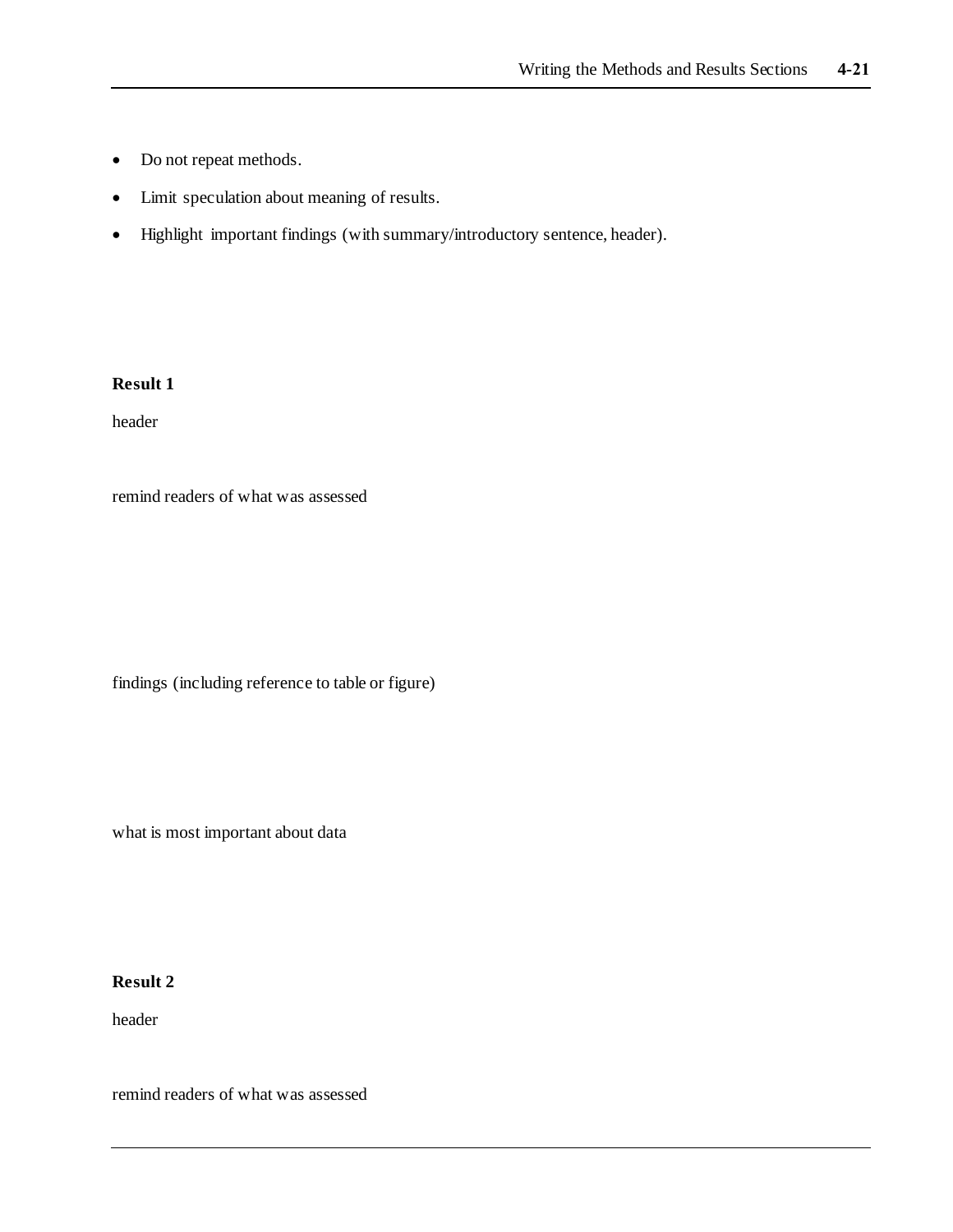- Do not repeat methods.
- Limit speculation about meaning of results.
- Highlight important findings (with summary/introductory sentence, header).

**Result 1**

header

remind readers of what was assessed

findings (including reference to table or figure)

what is most important about data

**Result 2**

header

remind readers of what was assessed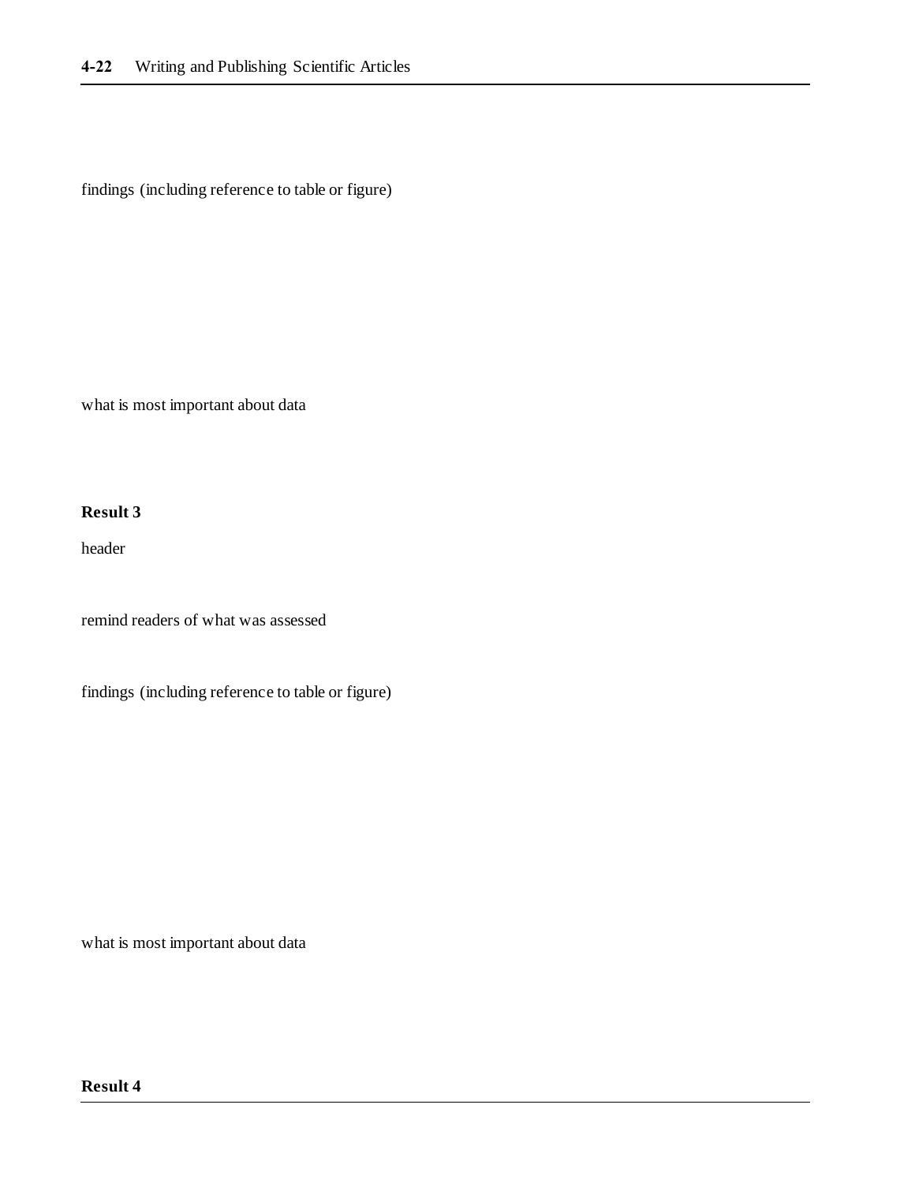findings (including reference to table or figure)

what is most important about data

**Result 3**

header

remind readers of what was assessed

findings (including reference to table or figure)

what is most important about data

**Result 4**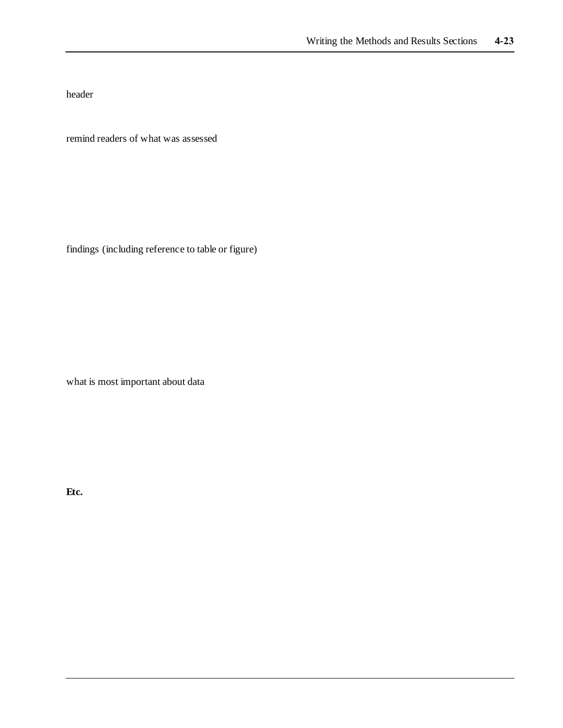header

remind readers of what was assessed

findings (including reference to table or figure)

what is most important about data

**Etc.**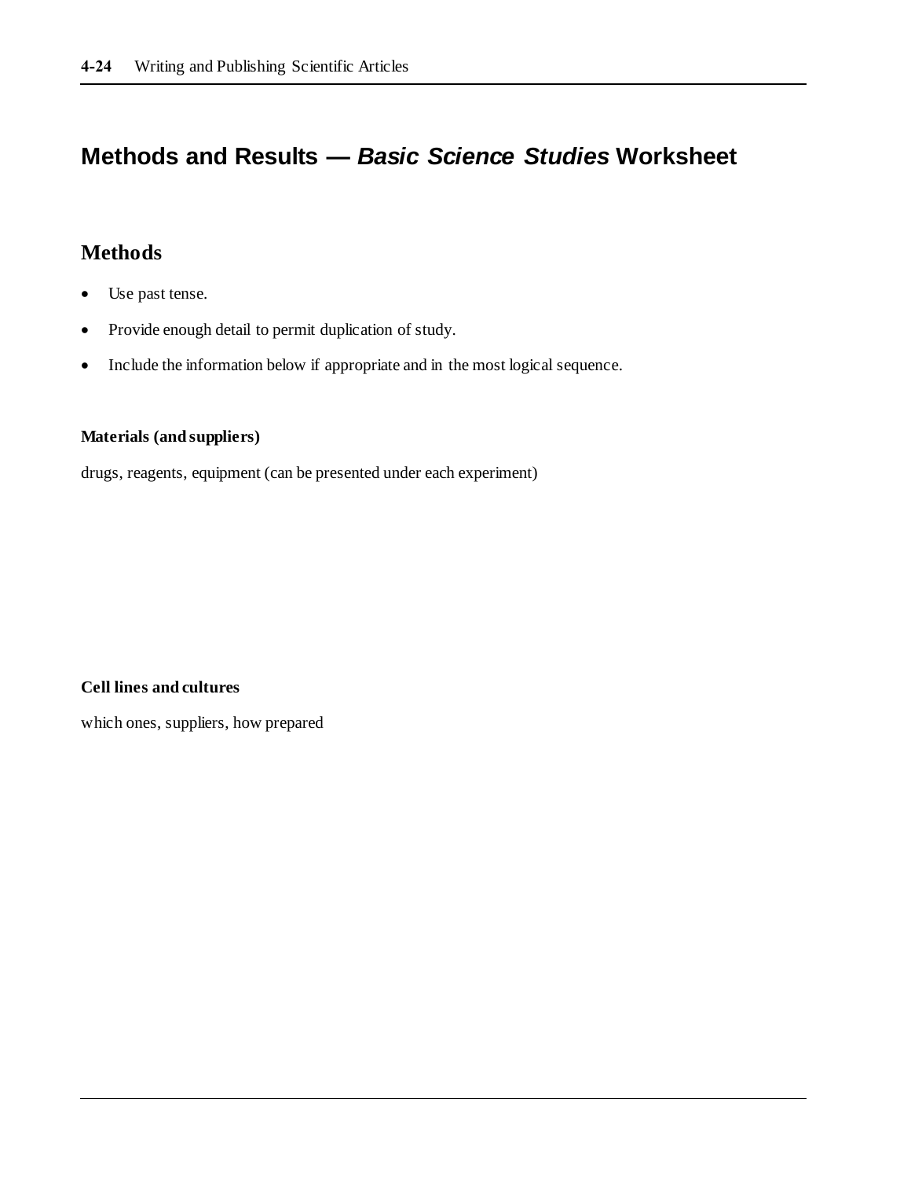# Methods and Results — *Basic Science Studies* Worksheet

## Methods

- Use past tense.
- Provide enough detail to permit duplication of study.
- Include the information below if appropriate and in the most logical sequence.

**Materials (and suppliers)**

drugs, reagents, equipment (can be presented under each experiment)

**Cell lines and cultures**

which ones, suppliers, how prepared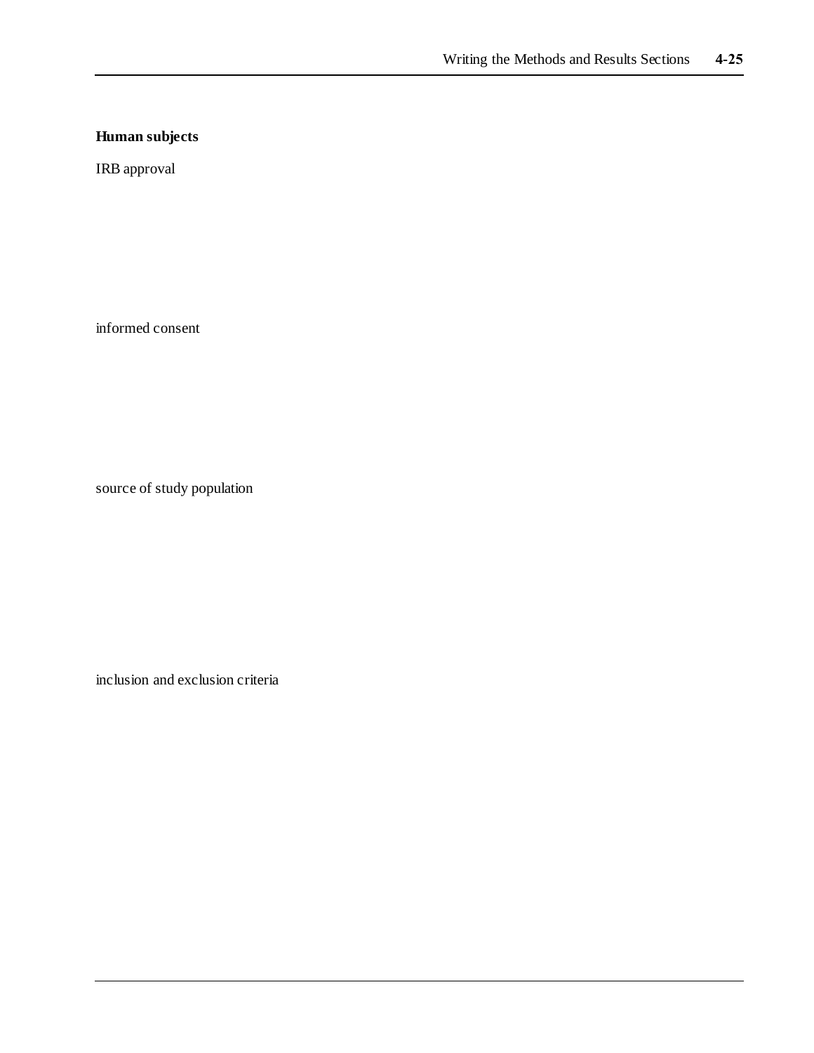**Human subjects**

IRB approval

informed consent

source of study population

inclusion and exclusion criteria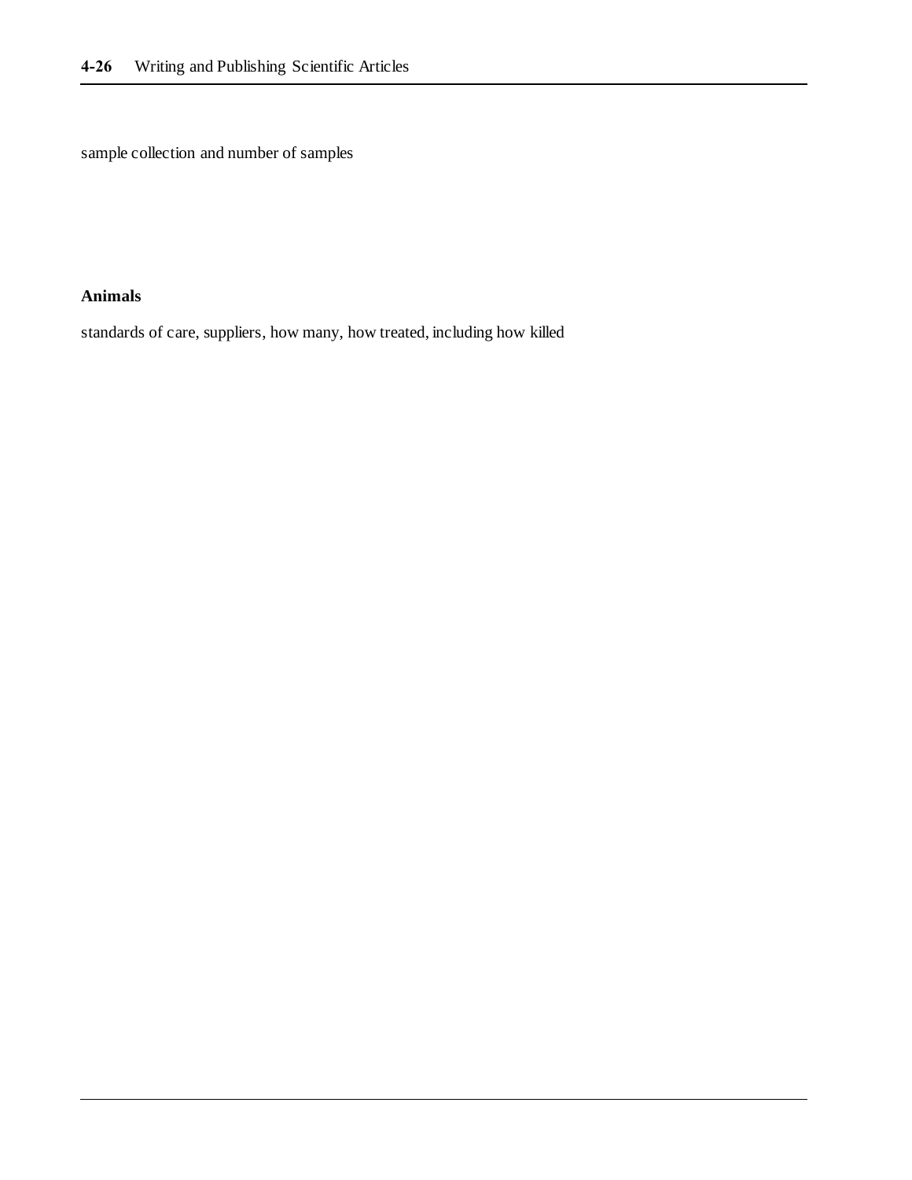sample collection and number of samples

**Animals**

standards of care, suppliers, how many, how treated, including how killed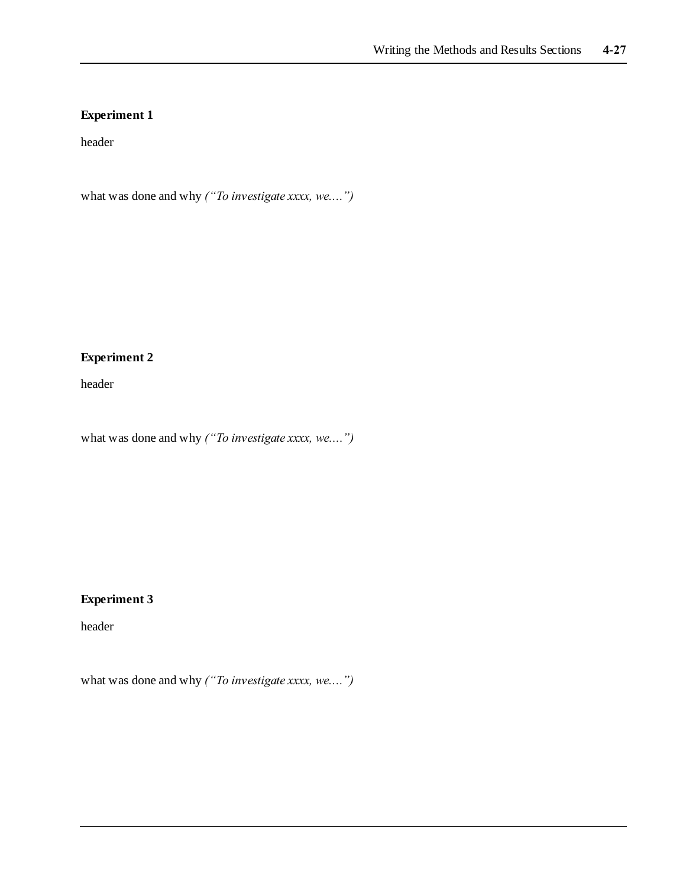**Experiment 1**

header

what was done and why *("To investigate xxxx, we....")*

**Experiment 2**

header

what was done and why *("To investigate xxxx, we....")*

**Experiment 3**

header

what was done and why *("To investigate xxxx, we....")*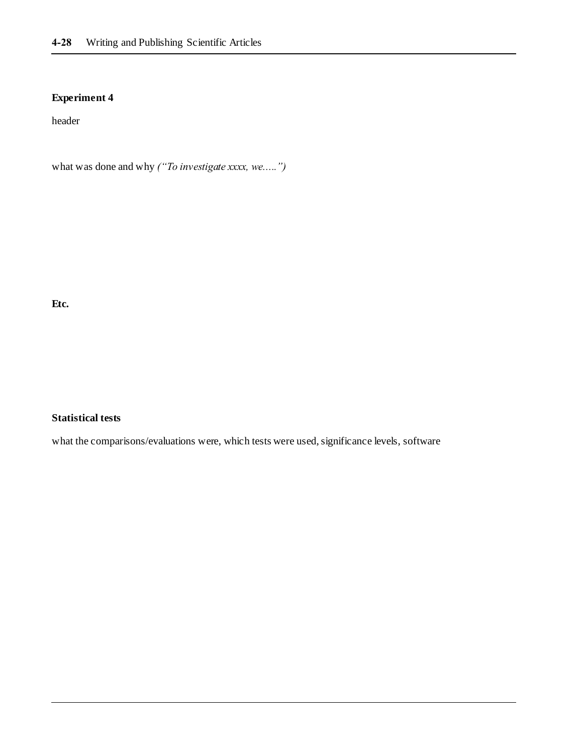**Experiment 4**

header

what was done and why *("To investigate xxxx, we.....")*

**Etc.**

**Statistical tests**

what the comparisons/evaluations were, which tests were used, significance levels, software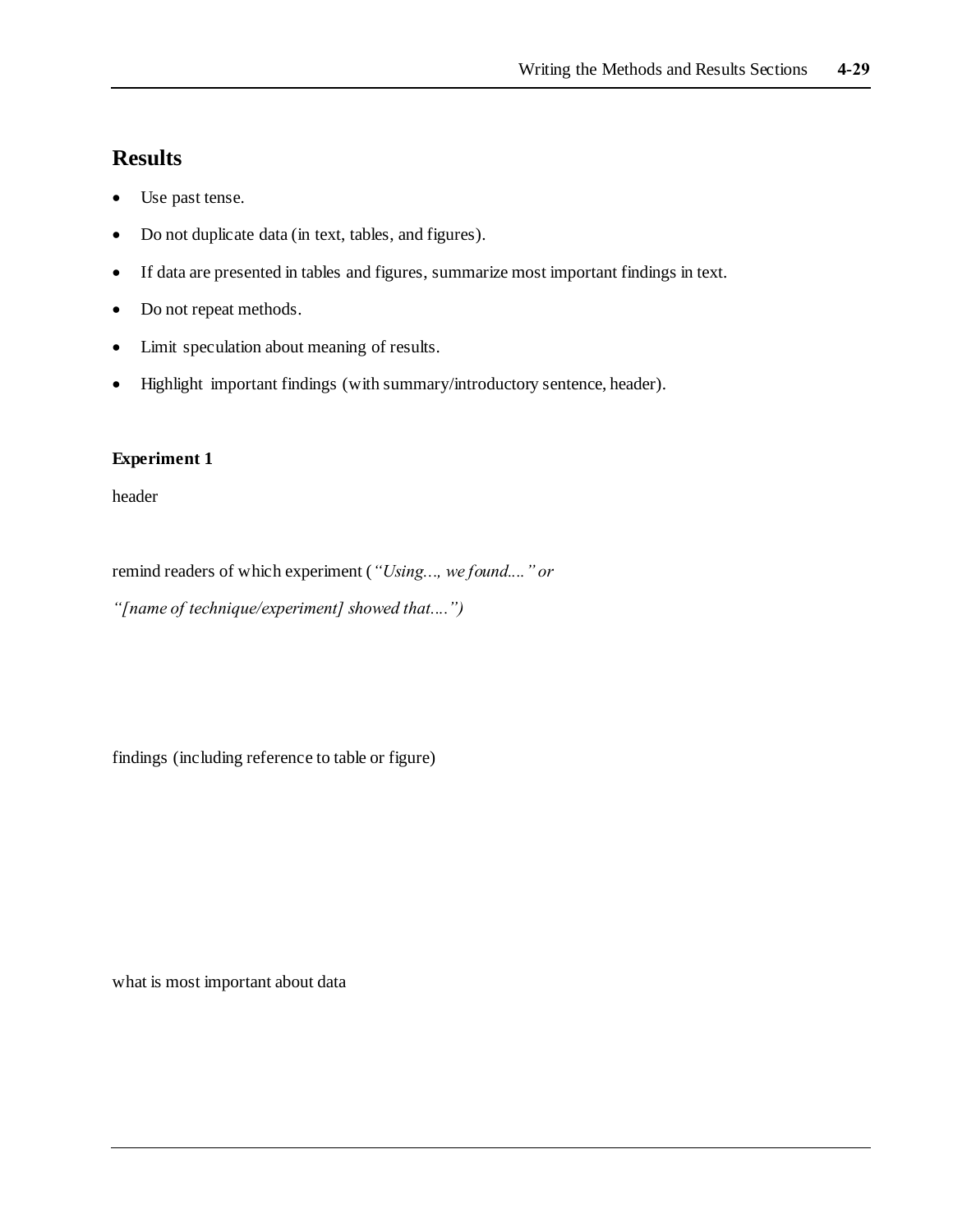## Results

- Use past tense.
- Do not duplicate data (in text, tables, and figures).
- If data are presented in tables and figures, summarize most important findings in text.
- Do not repeat methods.
- Limit speculation about meaning of results.
- Highlight important findings (with summary/introductory sentence, header).

**Experiment 1**

header

remind readers of which experiment (*"Using..., we found...." or "[name of technique/experiment] showed that...."*)

findings (including reference to table or figure)

what is most important about data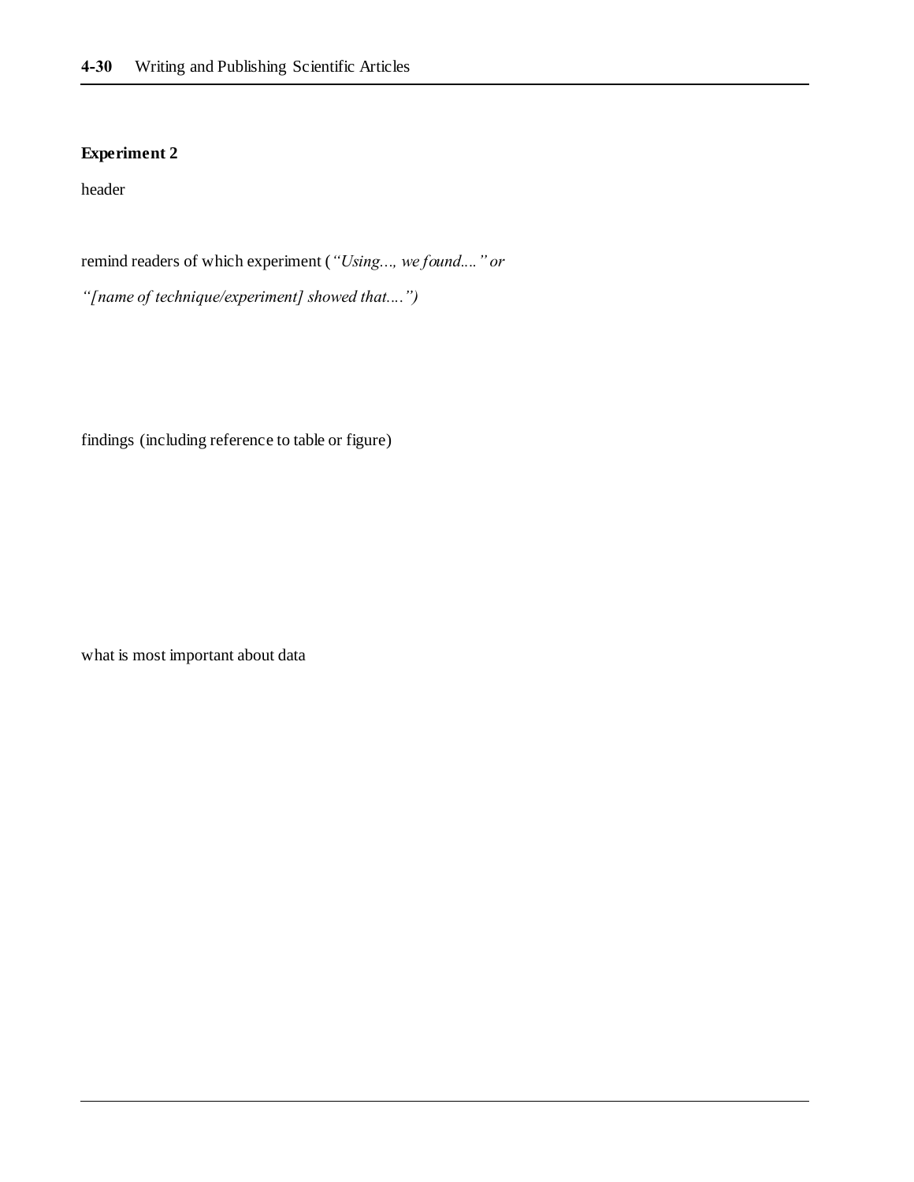**Experiment 2**

header

remind readers of which experiment (*"Using..., we found...." or "[name of technique/experiment] showed that....")*

findings (including reference to table or figure)

what is most important about data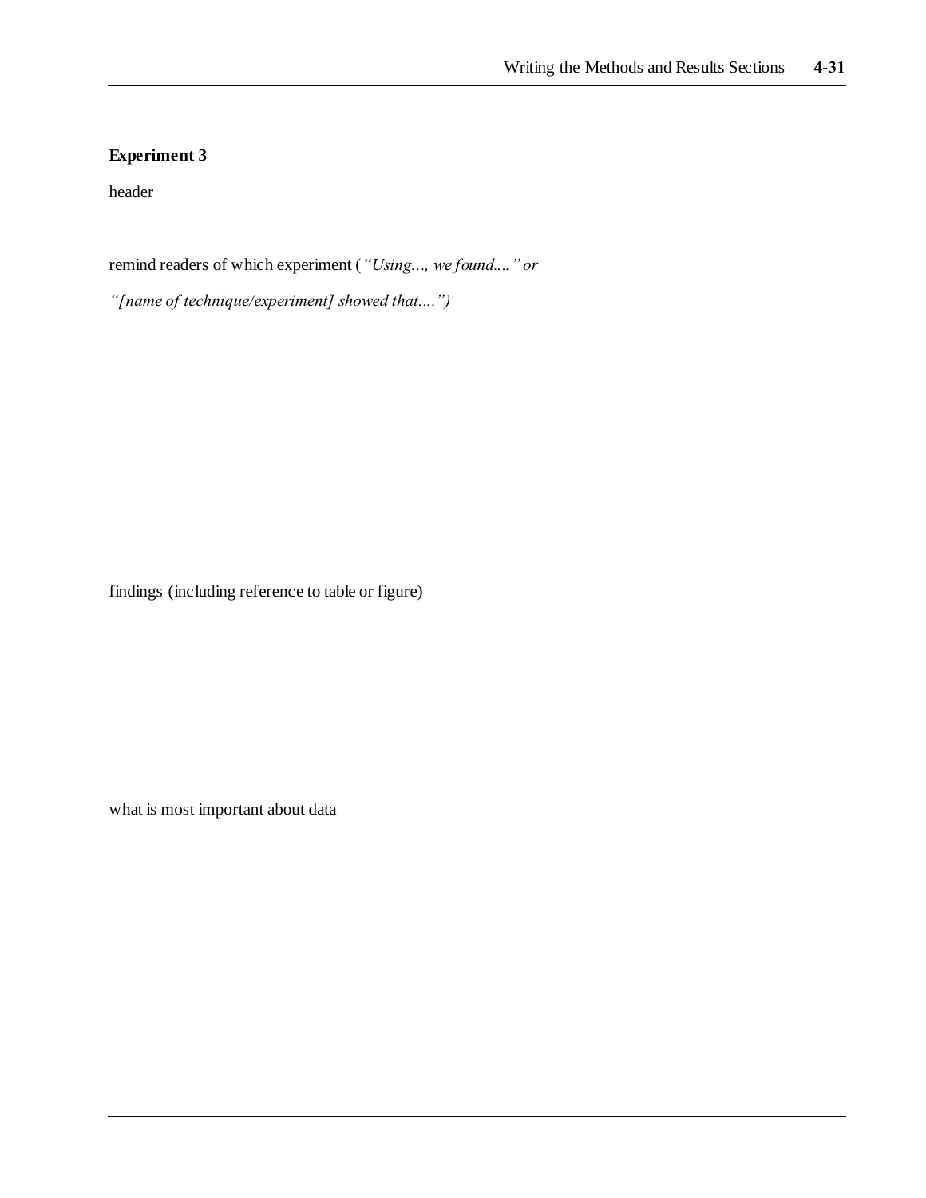**Experiment 3**

header

remind readers of which experiment (*"Using..., we found...." or "[name of technique/experiment] showed that....")*

findings (including reference to table or figure)

what is most important about data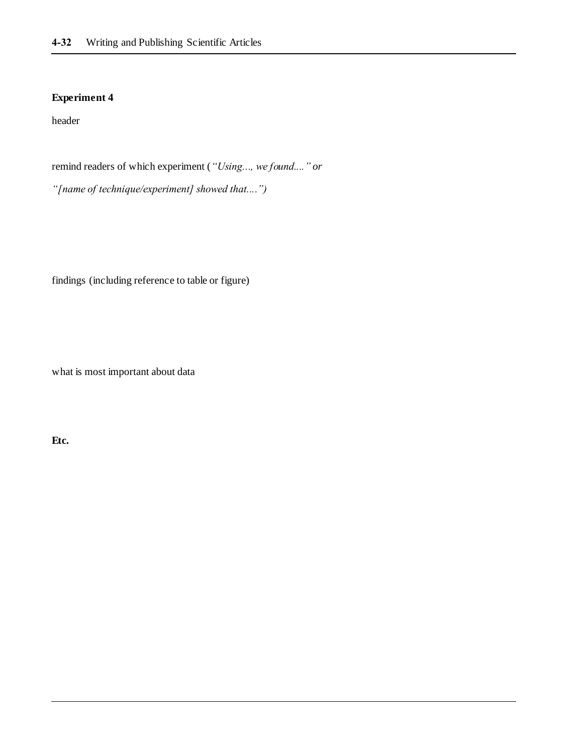**Experiment 4**

header

remind readers of which experiment (*"Using..., we found...." or "[name of technique/experiment] showed that....")*

findings (including reference to table or figure)

what is most important about data

**Etc.**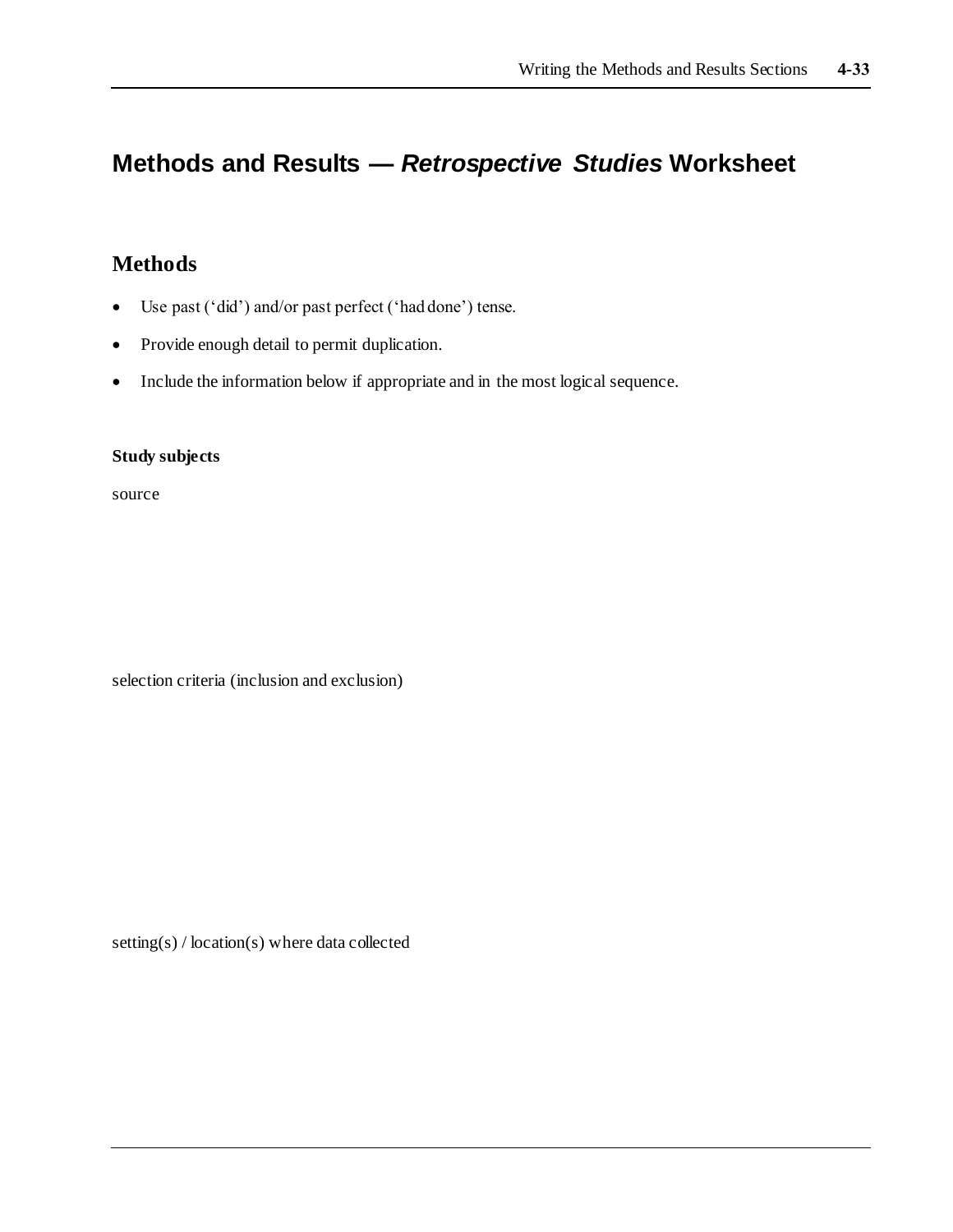# Methods and Results — *Retrospective Studies* Worksheet

## Methods

- Use past ('did') and/or past perfect ('had done') tense.
- Provide enough detail to permit duplication.
- Include the information below if appropriate and in the most logical sequence.

**Study subjects**

source

selection criteria (inclusion and exclusion)

setting(s) / location(s) where data collected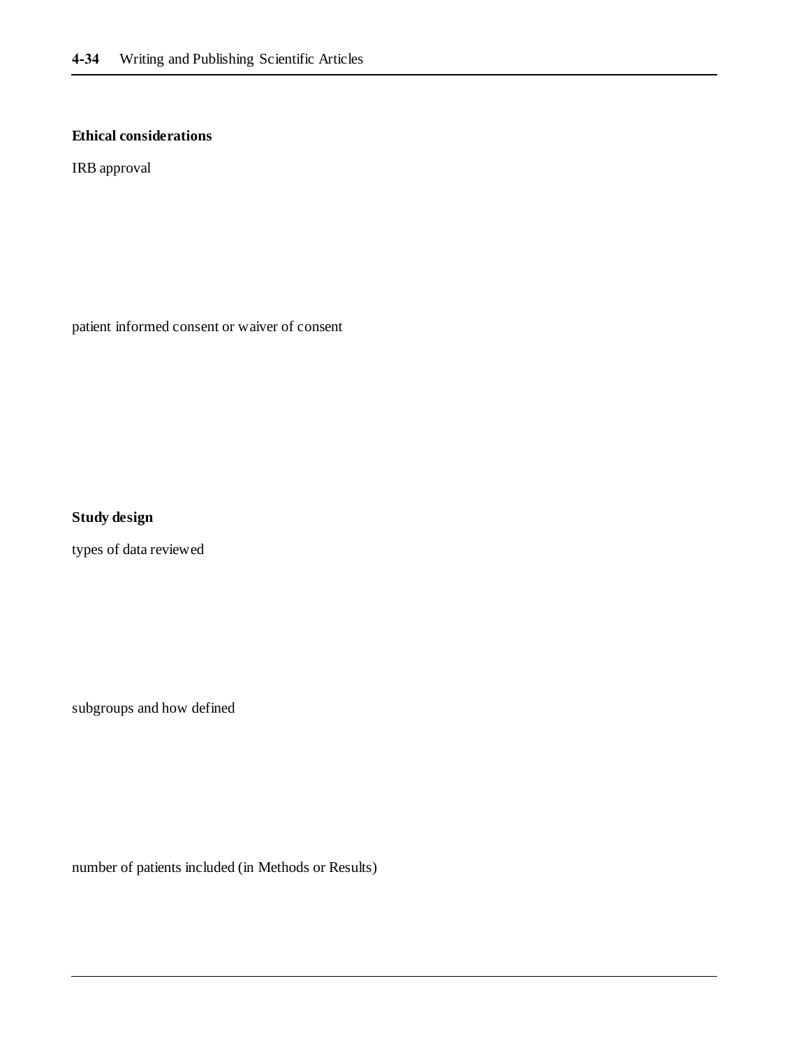**Ethical considerations**

IRB approval

patient informed consent or waiver of consent

**Study design**

types of data reviewed

subgroups and how defined

number of patients included (in Methods or Results)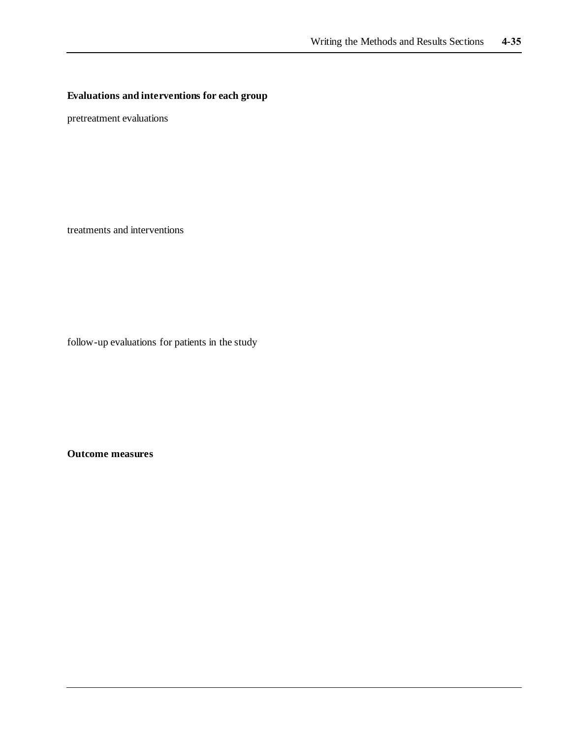**Evaluations and interventions for each group**

pretreatment evaluations

treatments and interventions

follow-up evaluations for patients in the study

**Outcome measures**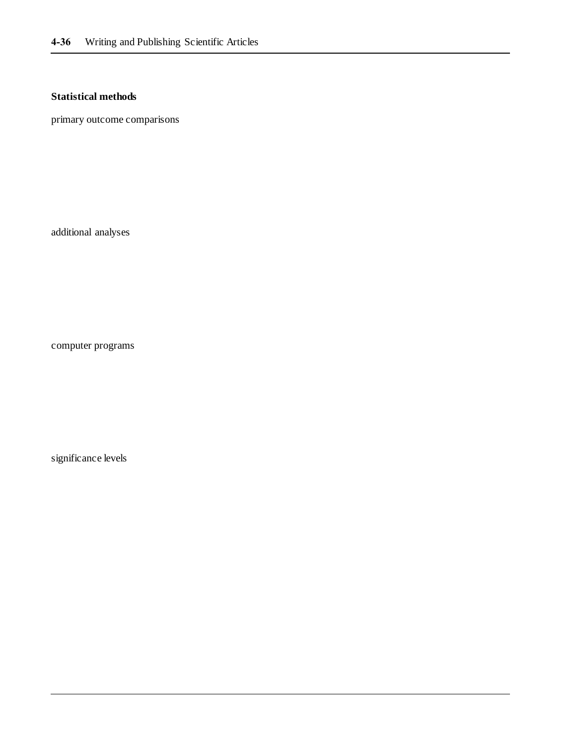**Statistical methods**

primary outcome comparisons

additional analyses

computer programs

significance levels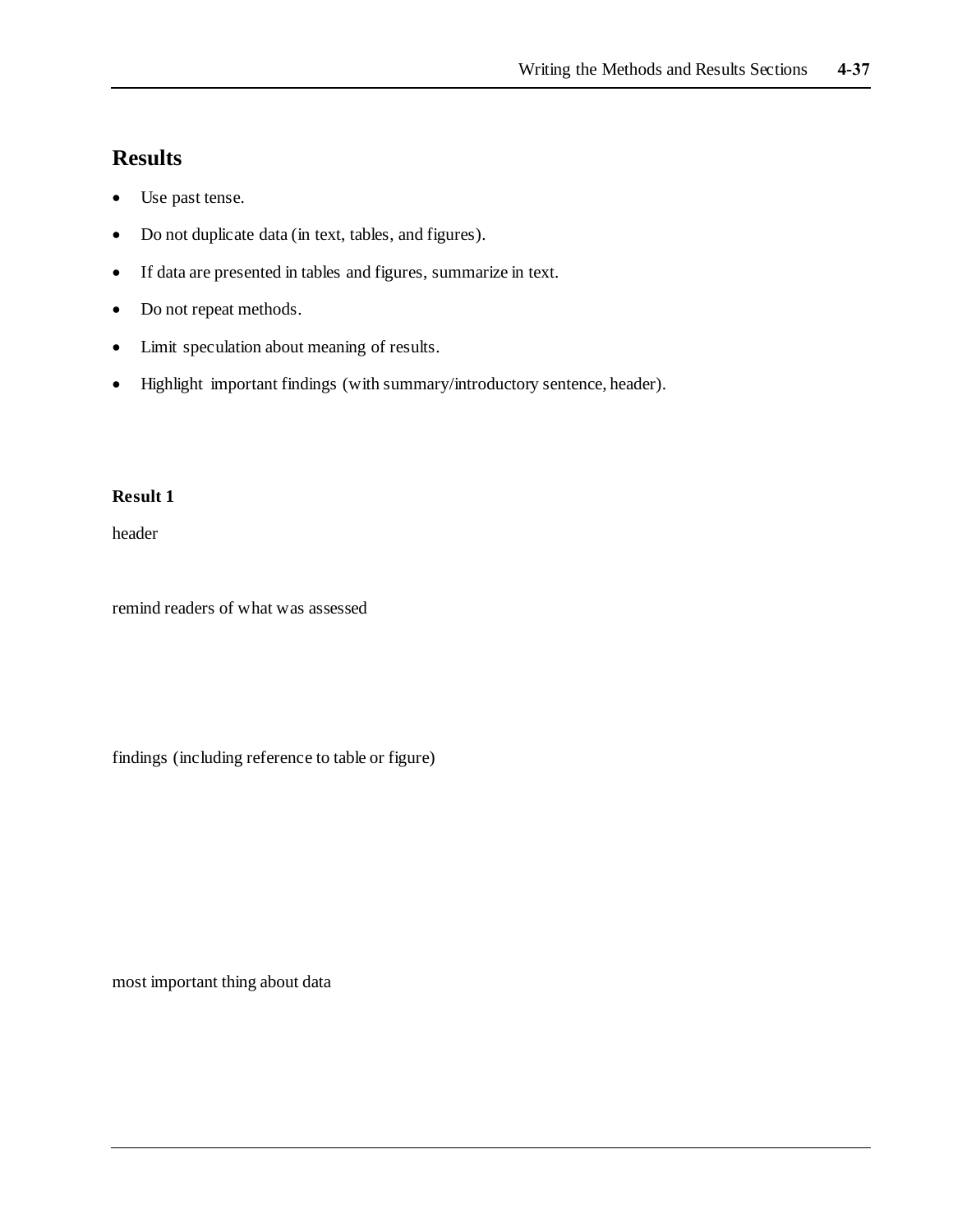## Results

- Use past tense.
- Do not duplicate data (in text, tables, and figures).
- If data are presented in tables and figures, summarize in text.
- Do not repeat methods.
- Limit speculation about meaning of results.
- Highlight important findings (with summary/introductory sentence, header).

**Result 1**

header

remind readers of what was assessed

findings (including reference to table or figure)

most important thing about data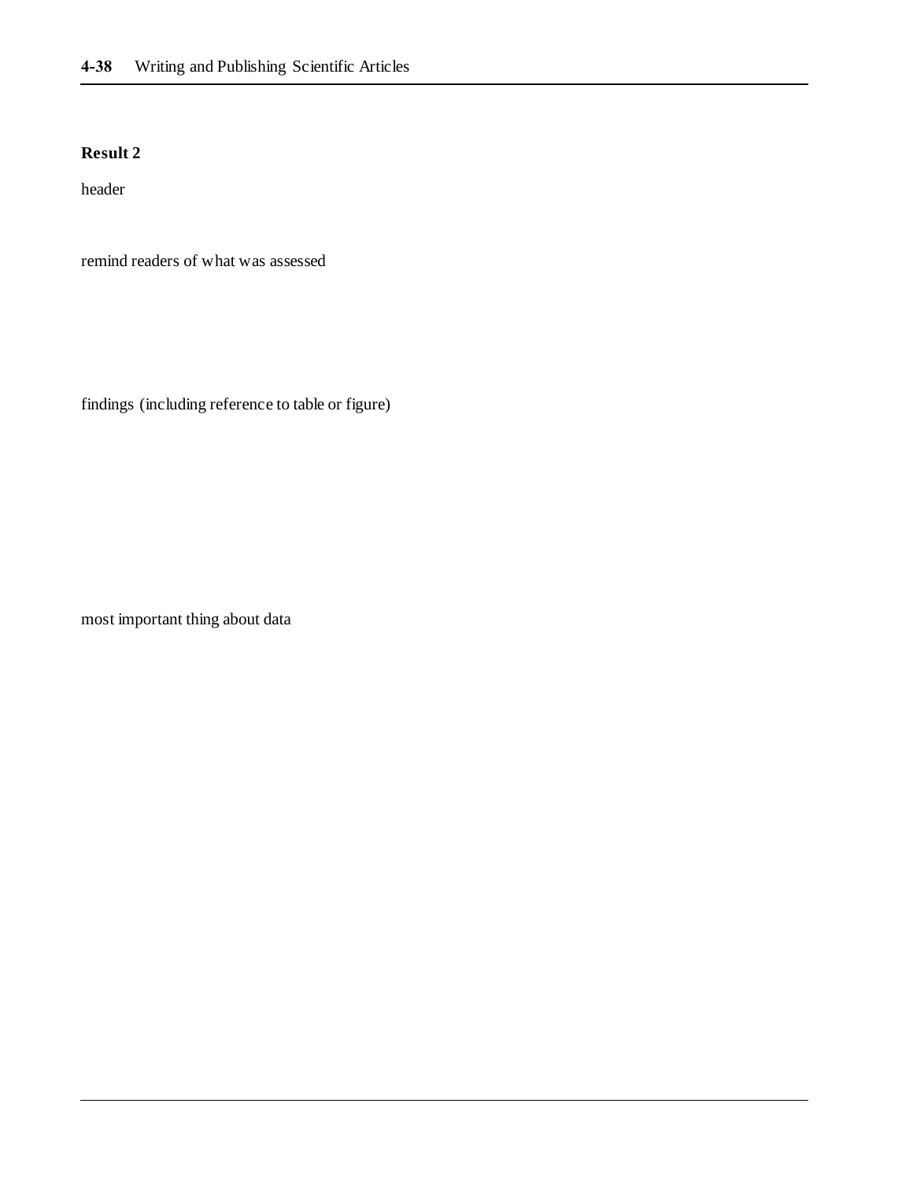**Result 2**

header

remind readers of what was assessed

findings (including reference to table or figure)

most important thing about data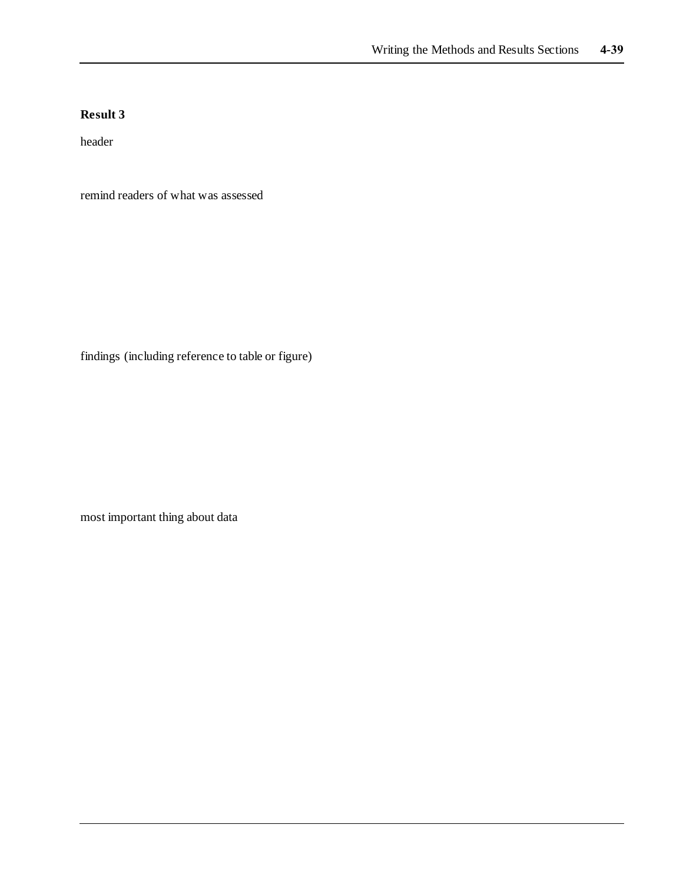**Result 3**

header

remind readers of what was assessed

findings (including reference to table or figure)

most important thing about data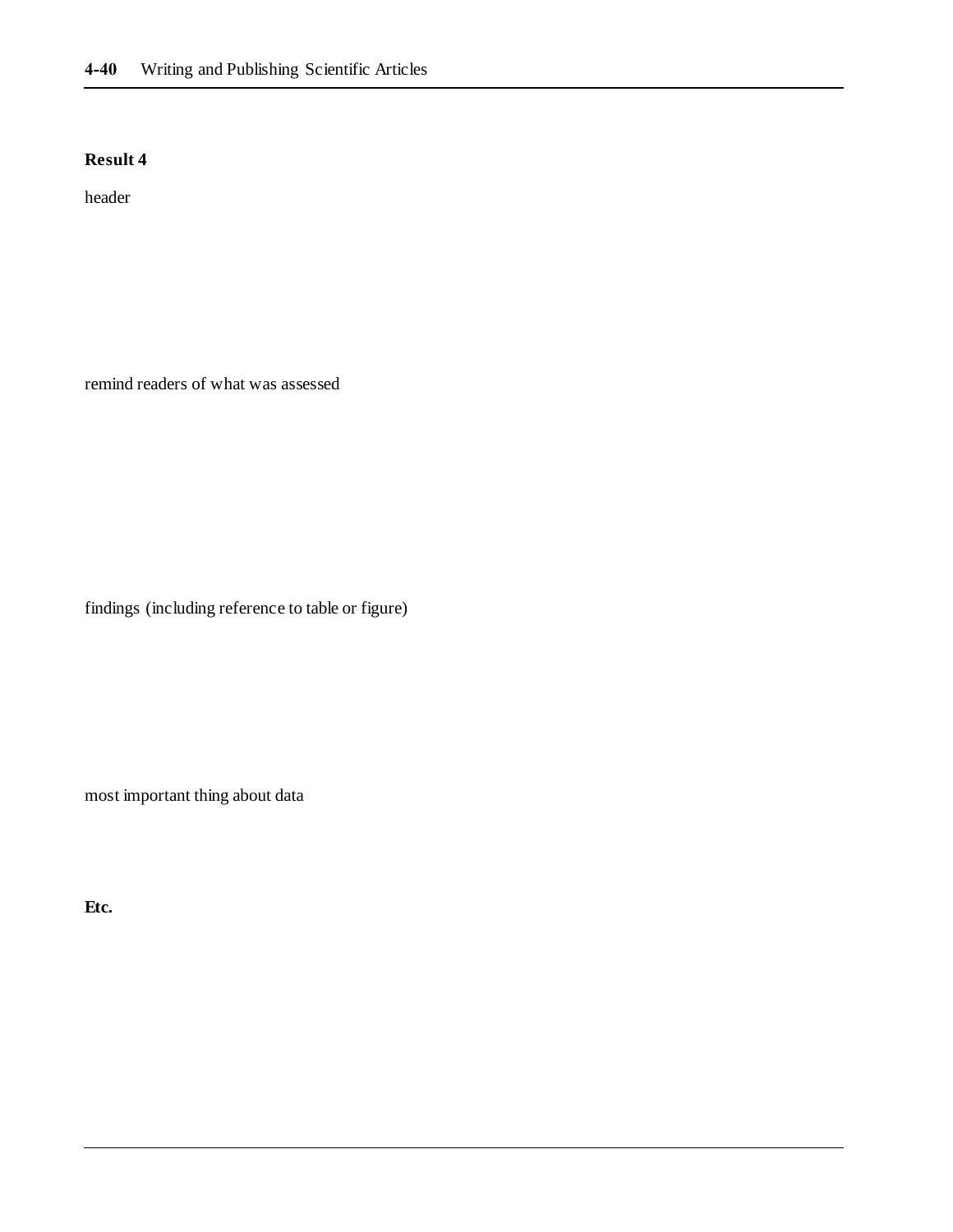**Result 4**

header

remind readers of what was assessed

findings (including reference to table or figure)

most important thing about data

**Etc.**